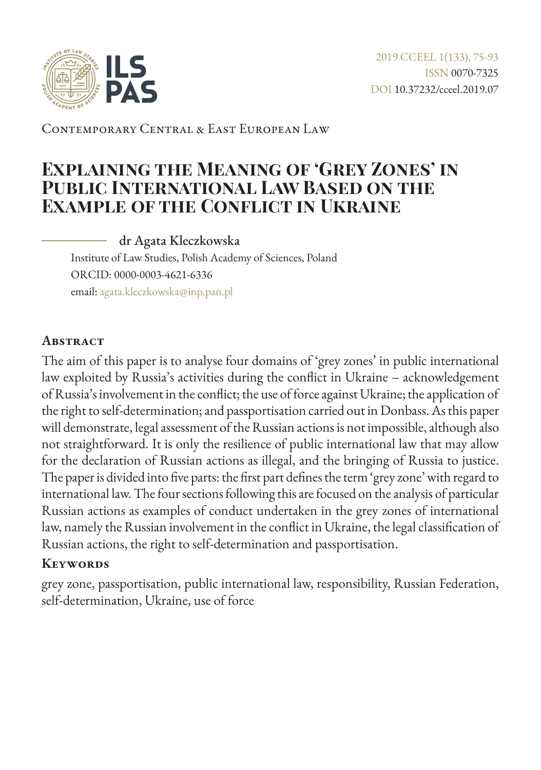Contemporary Central & East European Law

# Explaining the Meaning of 'Grey Zones' in Public International Law Based on the Example of the Conflict in Ukraine

**dr Agata Kleczkowska**

Institute of Law Studies, Polish Academy of Sciences, Poland
ORCID: 0000-0003-4621-6336
email: agata.kleczkowska@inp.pan.pl

## Abstract

The aim of this paper is to analyse four domains of 'grey zones' in public international law exploited by Russia's activities during the conflict in Ukraine – acknowledgement of Russia's involvement in the conflict; the use of force against Ukraine; the application of the right to self-determination; and passportisation carried out in Donbass. As this paper will demonstrate, legal assessment of the Russian actions is not impossible, although also not straightforward. It is only the resilience of public international law that may allow for the declaration of Russian actions as illegal, and the bringing of Russia to justice. The paper is divided into five parts: the first part defines the term 'grey zone' with regard to international law. The four sections following this are focused on the analysis of particular Russian actions as examples of conduct undertaken in the grey zones of international law, namely the Russian involvement in the conflict in Ukraine, the legal classification of Russian actions, the right to self-determination and passportisation.

## Keywords

grey zone, passportisation, public international law, responsibility, Russian Federation, self-determination, Ukraine, use of force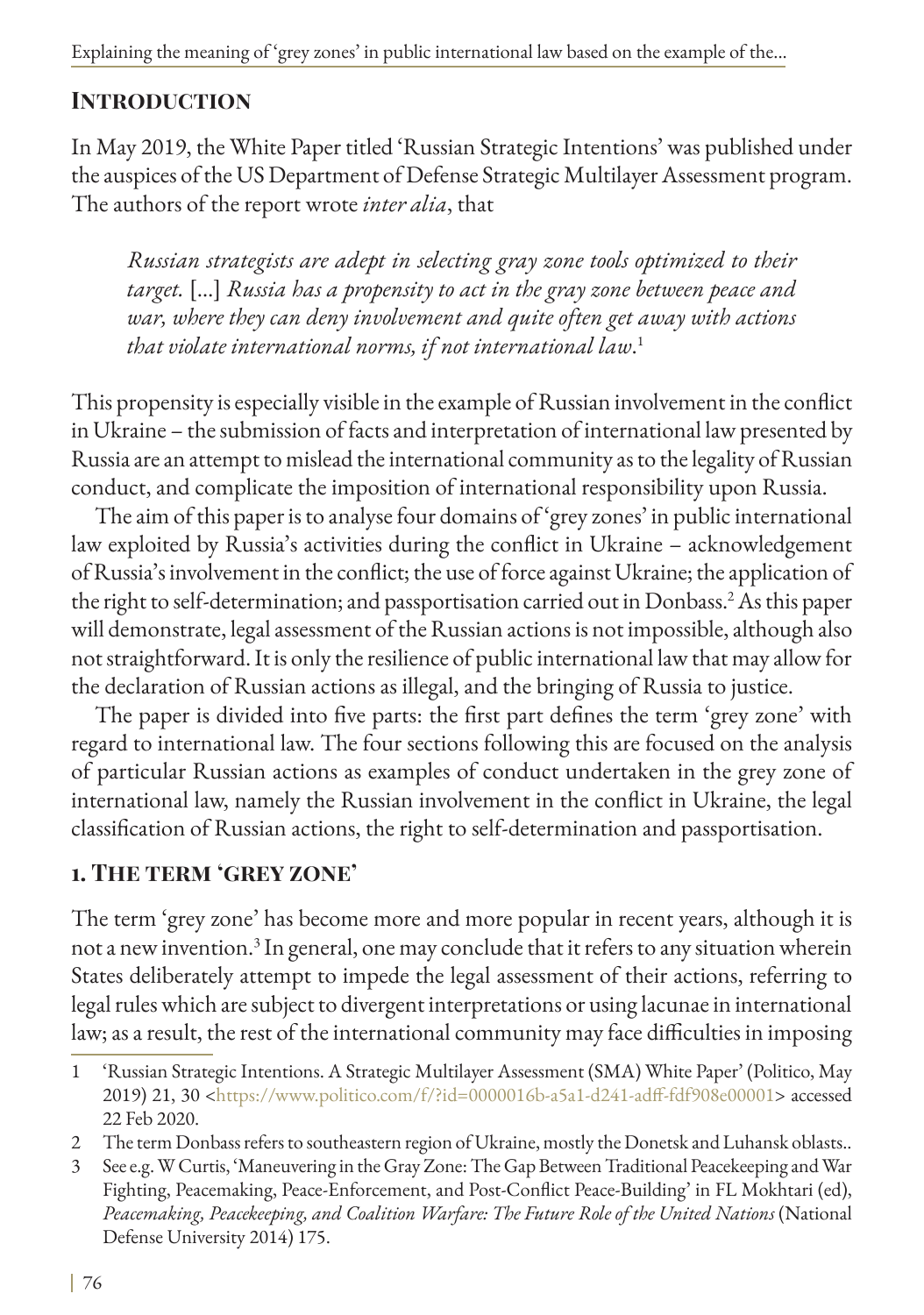## Introduction

In May 2019, the White Paper titled 'Russian Strategic Intentions' was published under the auspices of the US Department of Defense Strategic Multilayer Assessment program. The authors of the report wrote *inter alia*, that

> *Russian strategists are adept in selecting gray zone tools optimized to their target.* [...] *Russia has a propensity to act in the gray zone between peace and war, where they can deny involvement and quite often get away with actions that violate international norms, if not international law.*[1]

This propensity is especially visible in the example of Russian involvement in the conflict in Ukraine – the submission of facts and interpretation of international law presented by Russia are an attempt to mislead the international community as to the legality of Russian conduct, and complicate the imposition of international responsibility upon Russia.

The aim of this paper is to analyse four domains of 'grey zones' in public international law exploited by Russia's activities during the conflict in Ukraine – acknowledgement of Russia's involvement in the conflict; the use of force against Ukraine; the application of the right to self-determination; and passportisation carried out in Donbass.[2] As this paper will demonstrate, legal assessment of the Russian actions is not impossible, although also not straightforward. It is only the resilience of public international law that may allow for the declaration of Russian actions as illegal, and the bringing of Russia to justice.

The paper is divided into five parts: the first part defines the term 'grey zone' with regard to international law. The four sections following this are focused on the analysis of particular Russian actions as examples of conduct undertaken in the grey zone of international law, namely the Russian involvement in the conflict in Ukraine, the legal classification of Russian actions, the right to self-determination and passportisation.

## 1. The term 'grey zone'

The term 'grey zone' has become more and more popular in recent years, although it is not a new invention.[3] In general, one may conclude that it refers to any situation wherein States deliberately attempt to impede the legal assessment of their actions, referring to legal rules which are subject to divergent interpretations or using lacunae in international law; as a result, the rest of the international community may face difficulties in imposing

---

1 'Russian Strategic Intentions. A Strategic Multilayer Assessment (SMA) White Paper' (Politico, May 2019) 21, 30 <https://www.politico.com/f/?id=0000016b-a5a1-d241-adff-fdf908e00001> accessed 22 Feb 2020.

2 The term Donbass refers to southeastern region of Ukraine, mostly the Donetsk and Luhansk oblasts..

3 See e.g. W Curtis, 'Maneuvering in the Gray Zone: The Gap Between Traditional Peacekeeping and War Fighting, Peacemaking, Peace-Enforcement, and Post-Conflict Peace-Building' in FL Mokhtari (ed), *Peacemaking, Peacekeeping, and Coalition Warfare: The Future Role of the United Nations* (National Defense University 2014) 175.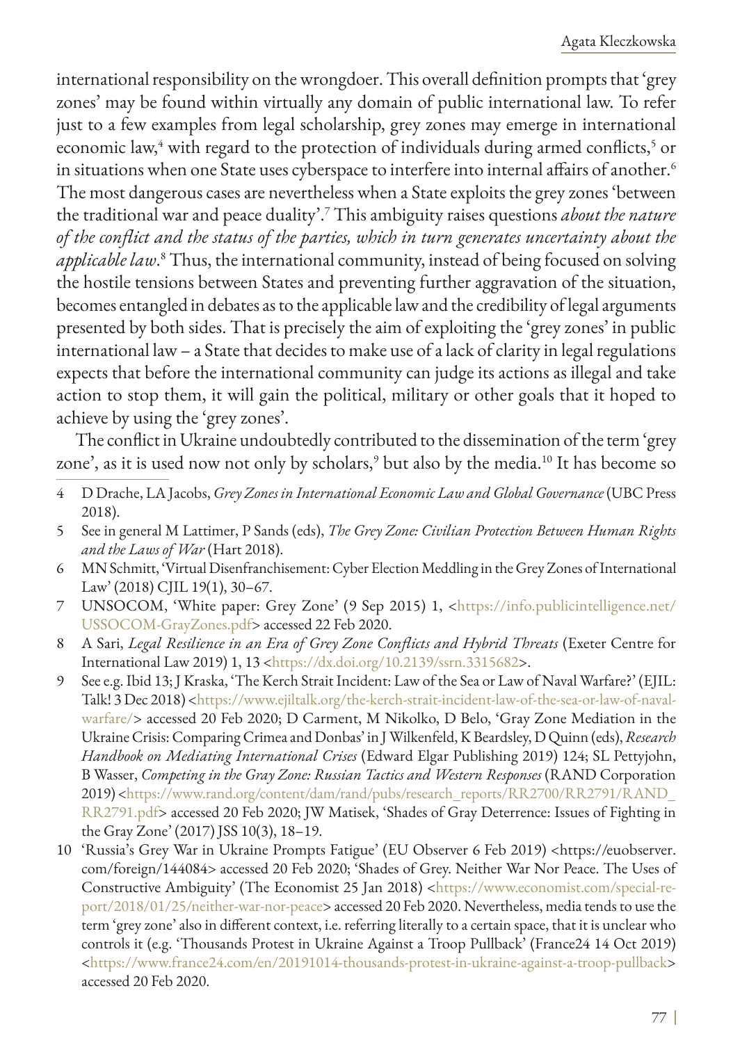international responsibility on the wrongdoer. This overall definition prompts that 'grey zones' may be found within virtually any domain of public international law. To refer just to a few examples from legal scholarship, grey zones may emerge in international economic law,[4] with regard to the protection of individuals during armed conflicts,[5] or in situations when one State uses cyberspace to interfere into internal affairs of another.[6] The most dangerous cases are nevertheless when a State exploits the grey zones 'between the traditional war and peace duality'.[7] This ambiguity raises questions *about the nature of the conflict and the status of the parties, which in turn generates uncertainty about the applicable law*.[8] Thus, the international community, instead of being focused on solving the hostile tensions between States and preventing further aggravation of the situation, becomes entangled in debates as to the applicable law and the credibility of legal arguments presented by both sides. That is precisely the aim of exploiting the 'grey zones' in public international law – a State that decides to make use of a lack of clarity in legal regulations expects that before the international community can judge its actions as illegal and take action to stop them, it will gain the political, military or other goals that it hoped to achieve by using the 'grey zones'.

The conflict in Ukraine undoubtedly contributed to the dissemination of the term 'grey zone', as it is used now not only by scholars,[9] but also by the media.[10] It has become so

4 D Drache, LA Jacobs, *Grey Zones in International Economic Law and Global Governance* (UBC Press 2018).

5 See in general M Lattimer, P Sands (eds), *The Grey Zone: Civilian Protection Between Human Rights and the Laws of War* (Hart 2018).

6 MN Schmitt, 'Virtual Disenfranchisement: Cyber Election Meddling in the Grey Zones of International Law' (2018) CJIL 19(1), 30–67.

7 UNSOCOM, 'White paper: Grey Zone' (9 Sep 2015) 1, <https://info.publicintelligence.net/USSOCOM-GrayZones.pdf> accessed 22 Feb 2020.

8 A Sari, *Legal Resilience in an Era of Grey Zone Conflicts and Hybrid Threats* (Exeter Centre for International Law 2019) 1, 13 <https://dx.doi.org/10.2139/ssrn.3315682>.

9 See e.g. Ibid 13; J Kraska, 'The Kerch Strait Incident: Law of the Sea or Law of Naval Warfare?' (EJIL: Talk! 3 Dec 2018) <https://www.ejiltalk.org/the-kerch-strait-incident-law-of-the-sea-or-law-of-naval-warfare/> accessed 20 Feb 2020; D Carment, M Nikolko, D Belo, 'Gray Zone Mediation in the Ukraine Crisis: Comparing Crimea and Donbas' in J Wilkenfeld, K Beardsley, D Quinn (eds), *Research Handbook on Mediating International Crises* (Edward Elgar Publishing 2019) 124; SL Pettyjohn, B Wasser, *Competing in the Gray Zone: Russian Tactics and Western Responses* (RAND Corporation 2019) <https://www.rand.org/content/dam/rand/pubs/research_reports/RR2700/RR2791/RAND_RR2791.pdf> accessed 20 Feb 2020; JW Matisek, 'Shades of Gray Deterrence: Issues of Fighting in the Gray Zone' (2017) JSS 10(3), 18–19.

10 'Russia's Grey War in Ukraine Prompts Fatigue' (EU Observer 6 Feb 2019) <https://euobserver.com/foreign/144084> accessed 20 Feb 2020; 'Shades of Grey. Neither War Nor Peace. The Uses of Constructive Ambiguity' (The Economist 25 Jan 2018) <https://www.economist.com/special-report/2018/01/25/neither-war-nor-peace> accessed 20 Feb 2020. Nevertheless, media tends to use the term 'grey zone' also in different context, i.e. referring literally to a certain space, that it is unclear who controls it (e.g. 'Thousands Protest in Ukraine Against a Troop Pullback' (France24 14 Oct 2019) <https://www.france24.com/en/20191014-thousands-protest-in-ukraine-against-a-troop-pullback> accessed 20 Feb 2020.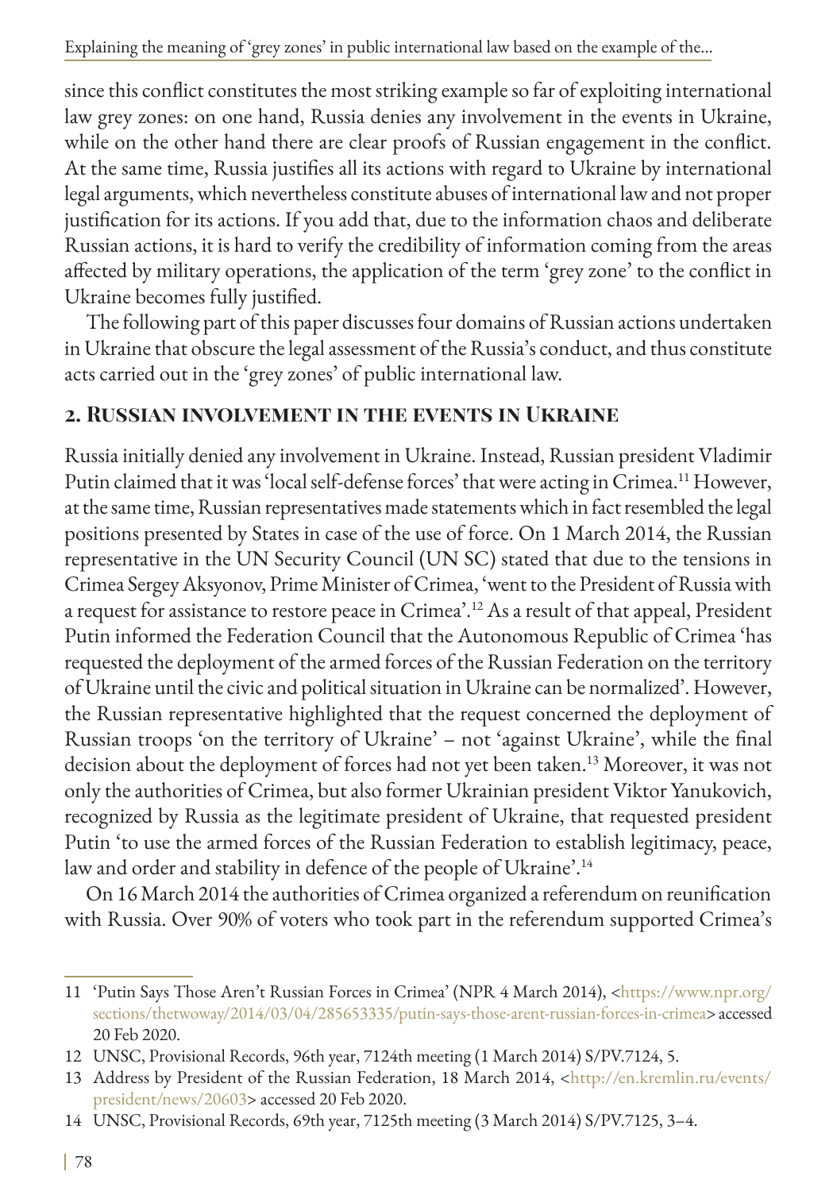since this conflict constitutes the most striking example so far of exploiting international law grey zones: on one hand, Russia denies any involvement in the events in Ukraine, while on the other hand there are clear proofs of Russian engagement in the conflict. At the same time, Russia justifies all its actions with regard to Ukraine by international legal arguments, which nevertheless constitute abuses of international law and not proper justification for its actions. If you add that, due to the information chaos and deliberate Russian actions, it is hard to verify the credibility of information coming from the areas affected by military operations, the application of the term 'grey zone' to the conflict in Ukraine becomes fully justified.

The following part of this paper discusses four domains of Russian actions undertaken in Ukraine that obscure the legal assessment of the Russia's conduct, and thus constitute acts carried out in the 'grey zones' of public international law.

## 2. Russian involvement in the events in Ukraine

Russia initially denied any involvement in Ukraine. Instead, Russian president Vladimir Putin claimed that it was 'local self-defense forces' that were acting in Crimea.[11] However, at the same time, Russian representatives made statements which in fact resembled the legal positions presented by States in case of the use of force. On 1 March 2014, the Russian representative in the UN Security Council (UN SC) stated that due to the tensions in Crimea Sergey Aksyonov, Prime Minister of Crimea, 'went to the President of Russia with a request for assistance to restore peace in Crimea'.[12] As a result of that appeal, President Putin informed the Federation Council that the Autonomous Republic of Crimea 'has requested the deployment of the armed forces of the Russian Federation on the territory of Ukraine until the civic and political situation in Ukraine can be normalized'. However, the Russian representative highlighted that the request concerned the deployment of Russian troops 'on the territory of Ukraine' – not 'against Ukraine', while the final decision about the deployment of forces had not yet been taken.[13] Moreover, it was not only the authorities of Crimea, but also former Ukrainian president Viktor Yanukovich, recognized by Russia as the legitimate president of Ukraine, that requested president Putin 'to use the armed forces of the Russian Federation to establish legitimacy, peace, law and order and stability in defence of the people of Ukraine'.[14]

On 16 March 2014 the authorities of Crimea organized a referendum on reunification with Russia. Over 90% of voters who took part in the referendum supported Crimea's

---

11 'Putin Says Those Aren't Russian Forces in Crimea' (NPR 4 March 2014), <https://www.npr.org/sections/thetwoway/2014/03/04/285653335/putin-says-those-arent-russian-forces-in-crimea> accessed 20 Feb 2020.

12 UNSC, Provisional Records, 96th year, 7124th meeting (1 March 2014) S/PV.7124, 5.

13 Address by President of the Russian Federation, 18 March 2014, <http://en.kremlin.ru/events/president/news/20603> accessed 20 Feb 2020.

14 UNSC, Provisional Records, 69th year, 7125th meeting (3 March 2014) S/PV.7125, 3–4.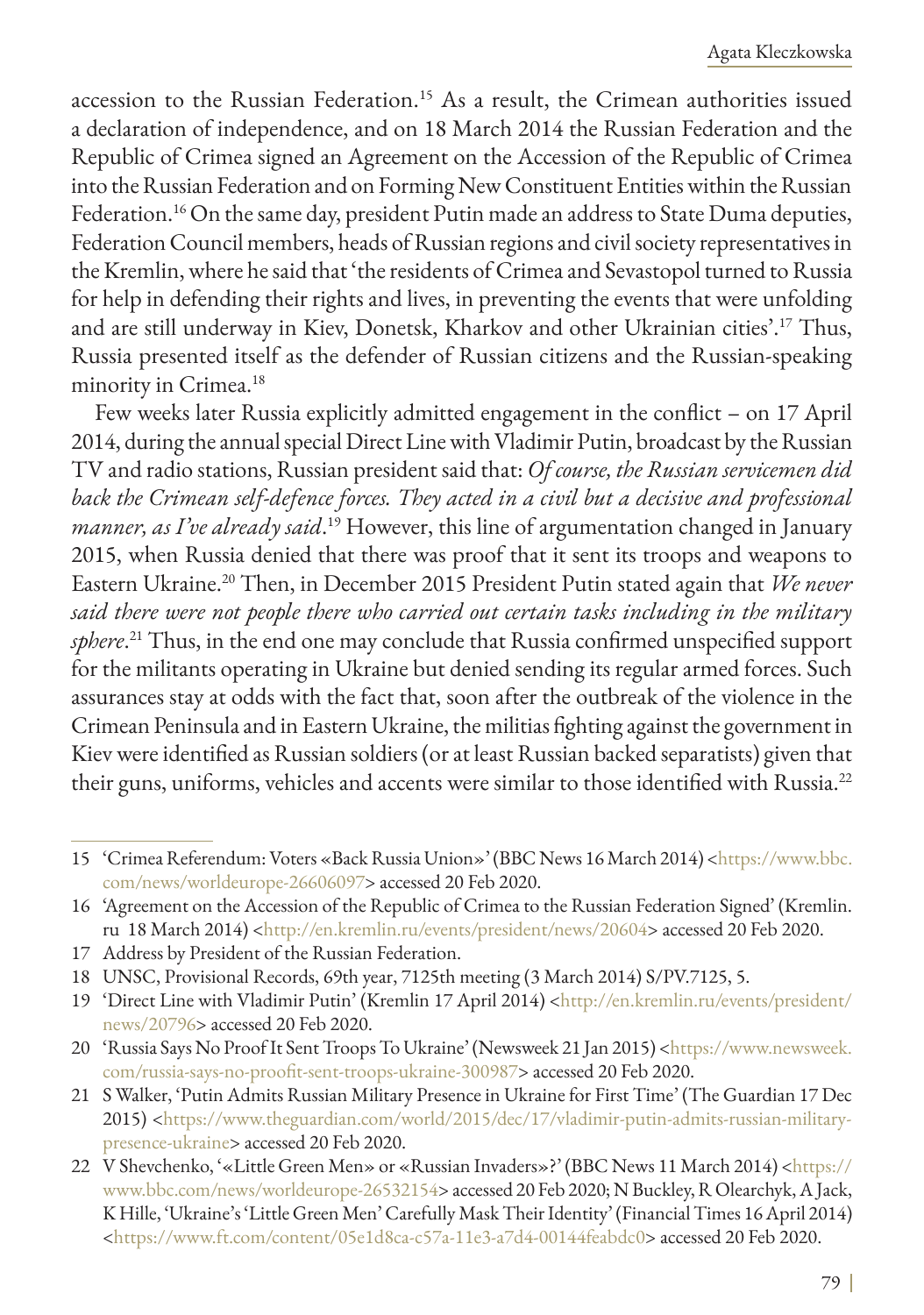accession to the Russian Federation.[15] As a result, the Crimean authorities issued a declaration of independence, and on 18 March 2014 the Russian Federation and the Republic of Crimea signed an Agreement on the Accession of the Republic of Crimea into the Russian Federation and on Forming New Constituent Entities within the Russian Federation.[16] On the same day, president Putin made an address to State Duma deputies, Federation Council members, heads of Russian regions and civil society representatives in the Kremlin, where he said that 'the residents of Crimea and Sevastopol turned to Russia for help in defending their rights and lives, in preventing the events that were unfolding and are still underway in Kiev, Donetsk, Kharkov and other Ukrainian cities'.[17] Thus, Russia presented itself as the defender of Russian citizens and the Russian-speaking minority in Crimea.[18]

Few weeks later Russia explicitly admitted engagement in the conflict – on 17 April 2014, during the annual special Direct Line with Vladimir Putin, broadcast by the Russian TV and radio stations, Russian president said that: *Of course, the Russian servicemen did back the Crimean self-defence forces. They acted in a civil but a decisive and professional manner, as I've already said*.[19] However, this line of argumentation changed in January 2015, when Russia denied that there was proof that it sent its troops and weapons to Eastern Ukraine.[20] Then, in December 2015 President Putin stated again that *We never said there were not people there who carried out certain tasks including in the military sphere*.[21] Thus, in the end one may conclude that Russia confirmed unspecified support for the militants operating in Ukraine but denied sending its regular armed forces. Such assurances stay at odds with the fact that, soon after the outbreak of the violence in the Crimean Peninsula and in Eastern Ukraine, the militias fighting against the government in Kiev were identified as Russian soldiers (or at least Russian backed separatists) given that their guns, uniforms, vehicles and accents were similar to those identified with Russia.[22]

---

15 'Crimea Referendum: Voters «Back Russia Union»' (BBC News 16 March 2014) <https://www.bbc.com/news/worldeurope-26606097> accessed 20 Feb 2020.

16 'Agreement on the Accession of the Republic of Crimea to the Russian Federation Signed' (Kremlin.ru 18 March 2014) <http://en.kremlin.ru/events/president/news/20604> accessed 20 Feb 2020.

17 Address by President of the Russian Federation.

18 UNSC, Provisional Records, 69th year, 7125th meeting (3 March 2014) S/PV.7125, 5.

19 'Direct Line with Vladimir Putin' (Kremlin 17 April 2014) <http://en.kremlin.ru/events/president/news/20796> accessed 20 Feb 2020.

20 'Russia Says No Proof It Sent Troops To Ukraine' (Newsweek 21 Jan 2015) <https://www.newsweek.com/russia-says-no-proofit-sent-troops-ukraine-300987> accessed 20 Feb 2020.

21 S Walker, 'Putin Admits Russian Military Presence in Ukraine for First Time' (The Guardian 17 Dec 2015) <https://www.theguardian.com/world/2015/dec/17/vladimir-putin-admits-russian-military-presence-ukraine> accessed 20 Feb 2020.

22 V Shevchenko, '«Little Green Men» or «Russian Invaders»?' (BBC News 11 March 2014) <https://www.bbc.com/news/worldeurope-26532154> accessed 20 Feb 2020; N Buckley, R Olearchyk, A Jack, K Hille, 'Ukraine's 'Little Green Men' Carefully Mask Their Identity' (Financial Times 16 April 2014) <https://www.ft.com/content/05e1d8ca-c57a-11e3-a7d4-00144feabdc0> accessed 20 Feb 2020.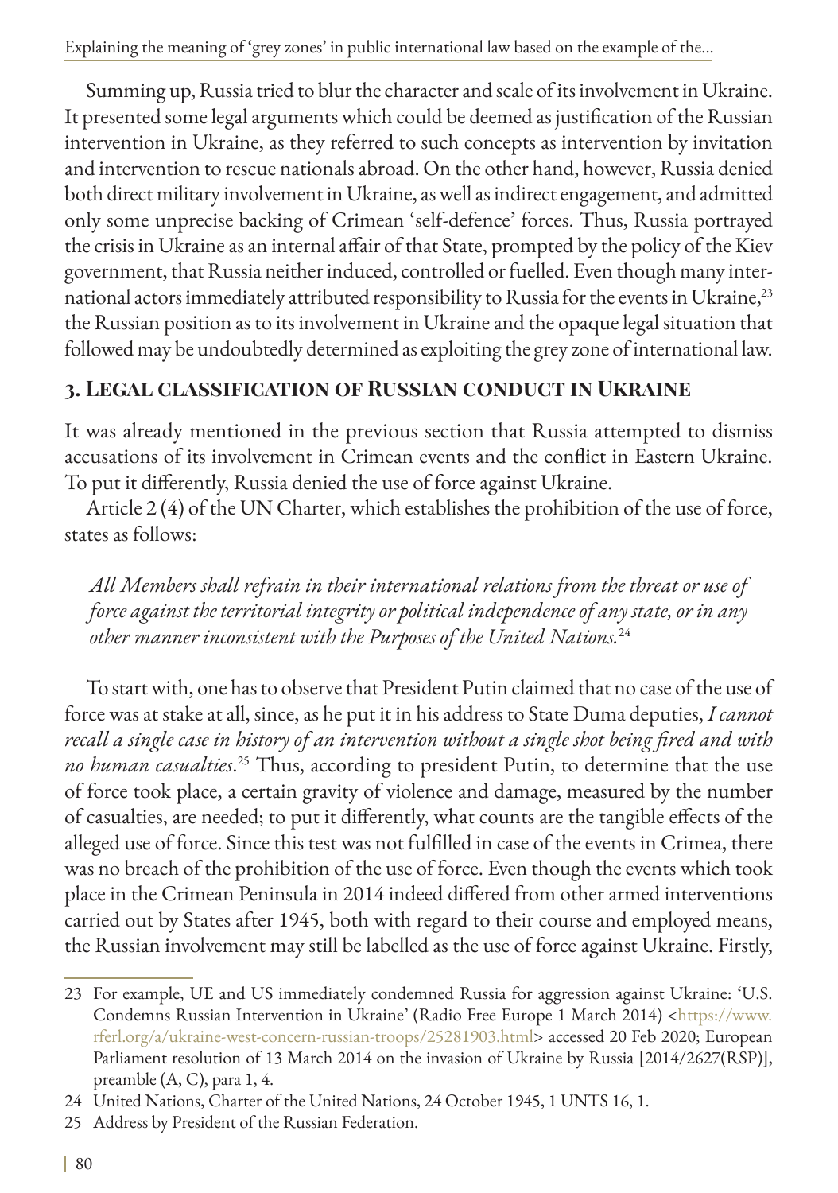Summing up, Russia tried to blur the character and scale of its involvement in Ukraine. It presented some legal arguments which could be deemed as justification of the Russian intervention in Ukraine, as they referred to such concepts as intervention by invitation and intervention to rescue nationals abroad. On the other hand, however, Russia denied both direct military involvement in Ukraine, as well as indirect engagement, and admitted only some unprecise backing of Crimean 'self-defence' forces. Thus, Russia portrayed the crisis in Ukraine as an internal affair of that State, prompted by the policy of the Kiev government, that Russia neither induced, controlled or fuelled. Even though many international actors immediately attributed responsibility to Russia for the events in Ukraine,[23] the Russian position as to its involvement in Ukraine and the opaque legal situation that followed may be undoubtedly determined as exploiting the grey zone of international law.

## 3. Legal classification of Russian conduct in Ukraine

It was already mentioned in the previous section that Russia attempted to dismiss accusations of its involvement in Crimean events and the conflict in Eastern Ukraine. To put it differently, Russia denied the use of force against Ukraine.

Article 2 (4) of the UN Charter, which establishes the prohibition of the use of force, states as follows:

> *All Members shall refrain in their international relations from the threat or use of force against the territorial integrity or political independence of any state, or in any other manner inconsistent with the Purposes of the United Nations.*[24]

To start with, one has to observe that President Putin claimed that no case of the use of force was at stake at all, since, as he put it in his address to State Duma deputies, *I cannot recall a single case in history of an intervention without a single shot being fired and with no human casualties*.[25] Thus, according to president Putin, to determine that the use of force took place, a certain gravity of violence and damage, measured by the number of casualties, are needed; to put it differently, what counts are the tangible effects of the alleged use of force. Since this test was not fulfilled in case of the events in Crimea, there was no breach of the prohibition of the use of force. Even though the events which took place in the Crimean Peninsula in 2014 indeed differed from other armed interventions carried out by States after 1945, both with regard to their course and employed means, the Russian involvement may still be labelled as the use of force against Ukraine. Firstly,

---

23 For example, UE and US immediately condemned Russia for aggression against Ukraine: 'U.S. Condemns Russian Intervention in Ukraine' (Radio Free Europe 1 March 2014) <https://www.rferl.org/a/ukraine-west-concern-russian-troops/25281903.html> accessed 20 Feb 2020; European Parliament resolution of 13 March 2014 on the invasion of Ukraine by Russia [2014/2627(RSP)], preamble (A, C), para 1, 4.

24 United Nations, Charter of the United Nations, 24 October 1945, 1 UNTS 16, 1.

25 Address by President of the Russian Federation.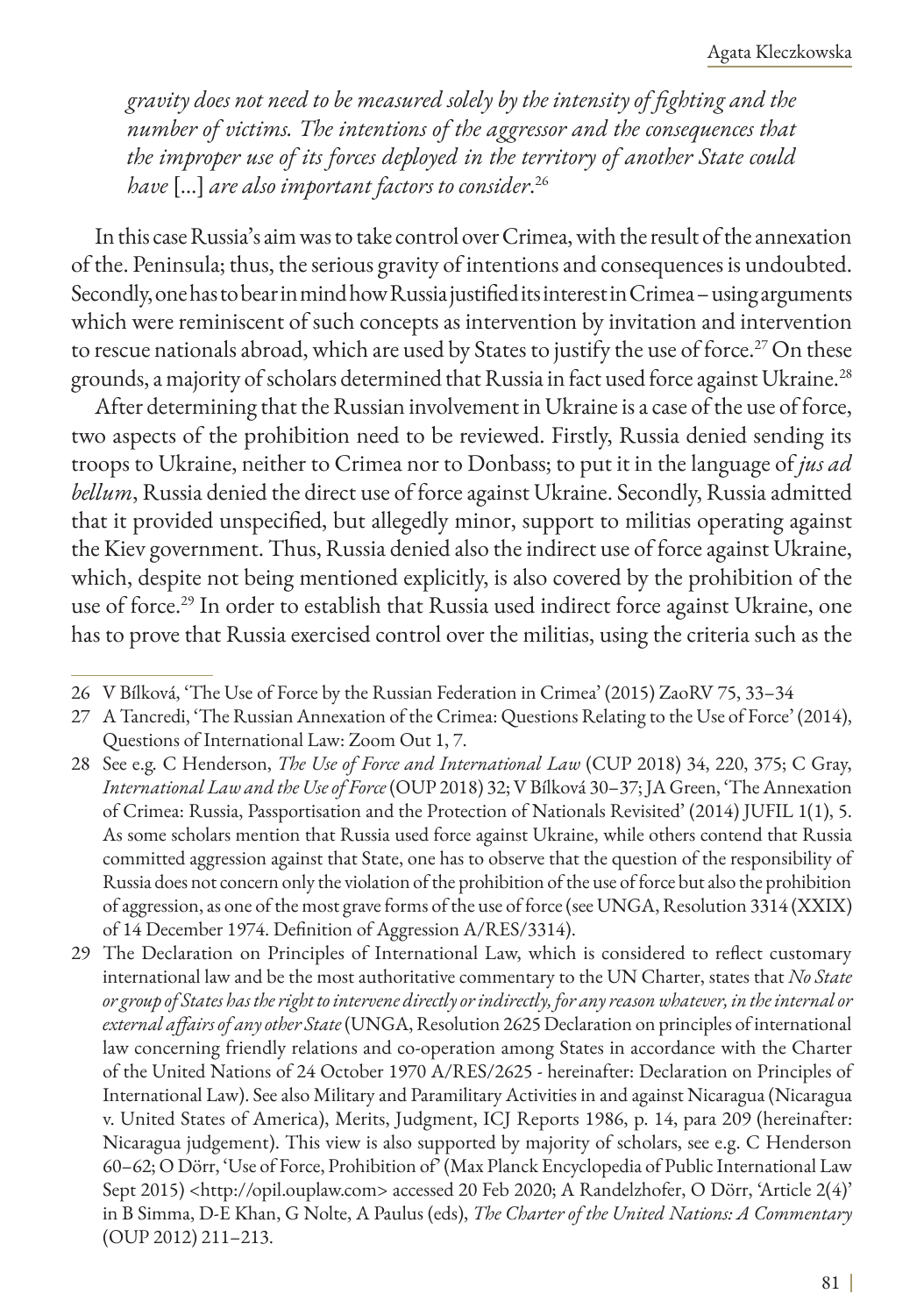*gravity does not need to be measured solely by the intensity of fighting and the number of victims. The intentions of the aggressor and the consequences that the improper use of its forces deployed in the territory of another State could have* [...] *are also important factors to consider*.[26]

In this case Russia's aim was to take control over Crimea, with the result of the annexation of the. Peninsula; thus, the serious gravity of intentions and consequences is undoubted. Secondly, one has to bear in mind how Russia justified its interest in Crimea – using arguments which were reminiscent of such concepts as intervention by invitation and intervention to rescue nationals abroad, which are used by States to justify the use of force.[27] On these grounds, a majority of scholars determined that Russia in fact used force against Ukraine.[28]

After determining that the Russian involvement in Ukraine is a case of the use of force, two aspects of the prohibition need to be reviewed. Firstly, Russia denied sending its troops to Ukraine, neither to Crimea nor to Donbass; to put it in the language of *jus ad bellum*, Russia denied the direct use of force against Ukraine. Secondly, Russia admitted that it provided unspecified, but allegedly minor, support to militias operating against the Kiev government. Thus, Russia denied also the indirect use of force against Ukraine, which, despite not being mentioned explicitly, is also covered by the prohibition of the use of force.[29] In order to establish that Russia used indirect force against Ukraine, one has to prove that Russia exercised control over the militias, using the criteria such as the

---

26 V Bílková, 'The Use of Force by the Russian Federation in Crimea' (2015) ZaoRV 75, 33–34

27 A Tancredi, 'The Russian Annexation of the Crimea: Questions Relating to the Use of Force' (2014), Questions of International Law: Zoom Out 1, 7.

28 See e.g. C Henderson, *The Use of Force and International Law* (CUP 2018) 34, 220, 375; C Gray, *International Law and the Use of Force* (OUP 2018) 32; V Bílková 30–37; JA Green, 'The Annexation of Crimea: Russia, Passportisation and the Protection of Nationals Revisited' (2014) JUFIL 1(1), 5. As some scholars mention that Russia used force against Ukraine, while others contend that Russia committed aggression against that State, one has to observe that the question of the responsibility of Russia does not concern only the violation of the prohibition of the use of force but also the prohibition of aggression, as one of the most grave forms of the use of force (see UNGA, Resolution 3314 (XXIX) of 14 December 1974. Definition of Aggression A/RES/3314).

29 The Declaration on Principles of International Law, which is considered to reflect customary international law and be the most authoritative commentary to the UN Charter, states that *No State or group of States has the right to intervene directly or indirectly, for any reason whatever, in the internal or external affairs of any other State* (UNGA, Resolution 2625 Declaration on principles of international law concerning friendly relations and co-operation among States in accordance with the Charter of the United Nations of 24 October 1970 A/RES/2625 - hereinafter: Declaration on Principles of International Law). See also Military and Paramilitary Activities in and against Nicaragua (Nicaragua v. United States of America), Merits, Judgment, ICJ Reports 1986, p. 14, para 209 (hereinafter: Nicaragua judgement). This view is also supported by majority of scholars, see e.g. C Henderson 60–62; O Dörr, 'Use of Force, Prohibition of' (Max Planck Encyclopedia of Public International Law Sept 2015) <http://opil.ouplaw.com> accessed 20 Feb 2020; A Randelzhofer, O Dörr, 'Article 2(4)' in B Simma, D-E Khan, G Nolte, A Paulus (eds), *The Charter of the United Nations: A Commentary* (OUP 2012) 211–213.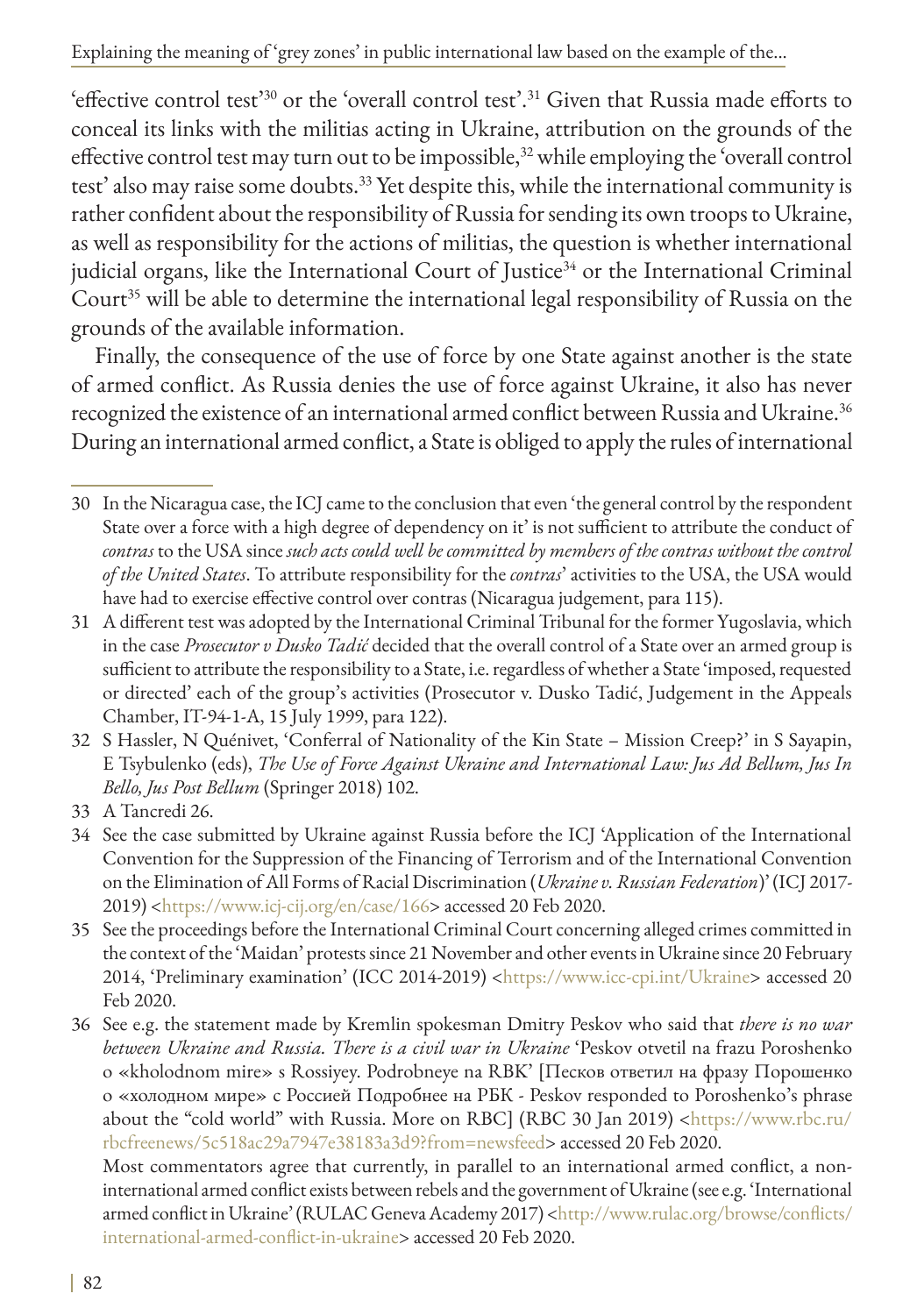'effective control test'[30] or the 'overall control test'.[31] Given that Russia made efforts to conceal its links with the militias acting in Ukraine, attribution on the grounds of the effective control test may turn out to be impossible,[32] while employing the 'overall control test' also may raise some doubts.[33] Yet despite this, while the international community is rather confident about the responsibility of Russia for sending its own troops to Ukraine, as well as responsibility for the actions of militias, the question is whether international judicial organs, like the International Court of Justice[34] or the International Criminal Court[35] will be able to determine the international legal responsibility of Russia on the grounds of the available information.

Finally, the consequence of the use of force by one State against another is the state of armed conflict. As Russia denies the use of force against Ukraine, it also has never recognized the existence of an international armed conflict between Russia and Ukraine.[36] During an international armed conflict, a State is obliged to apply the rules of international

---

30 In the Nicaragua case, the ICJ came to the conclusion that even 'the general control by the respondent State over a force with a high degree of dependency on it' is not sufficient to attribute the conduct of *contras* to the USA since *such acts could well be committed by members of the contras without the control of the United States*. To attribute responsibility for the *contras*' activities to the USA, the USA would have had to exercise effective control over contras (Nicaragua judgement, para 115).

31 A different test was adopted by the International Criminal Tribunal for the former Yugoslavia, which in the case *Prosecutor v Dusko Tadić* decided that the overall control of a State over an armed group is sufficient to attribute the responsibility to a State, i.e. regardless of whether a State 'imposed, requested or directed' each of the group's activities (Prosecutor v. Dusko Tadić, Judgement in the Appeals Chamber, IT-94-1-A, 15 July 1999, para 122).

32 S Hassler, N Quénivet, 'Conferral of Nationality of the Kin State – Mission Creep?' in S Sayapin, E Tsybulenko (eds), *The Use of Force Against Ukraine and International Law: Jus Ad Bellum, Jus In Bello, Jus Post Bellum* (Springer 2018) 102.

33 A Tancredi 26.

34 See the case submitted by Ukraine against Russia before the ICJ 'Application of the International Convention for the Suppression of the Financing of Terrorism and of the International Convention on the Elimination of All Forms of Racial Discrimination (*Ukraine v. Russian Federation*)' (ICJ 2017-2019) <https://www.icj-cij.org/en/case/166> accessed 20 Feb 2020.

35 See the proceedings before the International Criminal Court concerning alleged crimes committed in the context of the 'Maidan' protests since 21 November and other events in Ukraine since 20 February 2014, 'Preliminary examination' (ICC 2014-2019) <https://www.icc-cpi.int/Ukraine> accessed 20 Feb 2020.

36 See e.g. the statement made by Kremlin spokesman Dmitry Peskov who said that *there is no war between Ukraine and Russia. There is a civil war in Ukraine* 'Peskov otvetil na frazu Poroshenko o «kholodnom mire» s Rossiyey. Podrobneye na RBK' [Песков ответил на фразу Порошенко о «холодном мире» с Россией Подробнее на РБК - Peskov responded to Poroshenko's phrase about the "cold world" with Russia. More on RBC] (RBC 30 Jan 2019) <https://www.rbc.ru/rbcfreenews/5c518ac29a7947e38183a3d9?from=newsfeed> accessed 20 Feb 2020.

Most commentators agree that currently, in parallel to an international armed conflict, a non-international armed conflict exists between rebels and the government of Ukraine (see e.g. 'International armed conflict in Ukraine' (RULAC Geneva Academy 2017) <http://www.rulac.org/browse/conflicts/international-armed-conflict-in-ukraine> accessed 20 Feb 2020.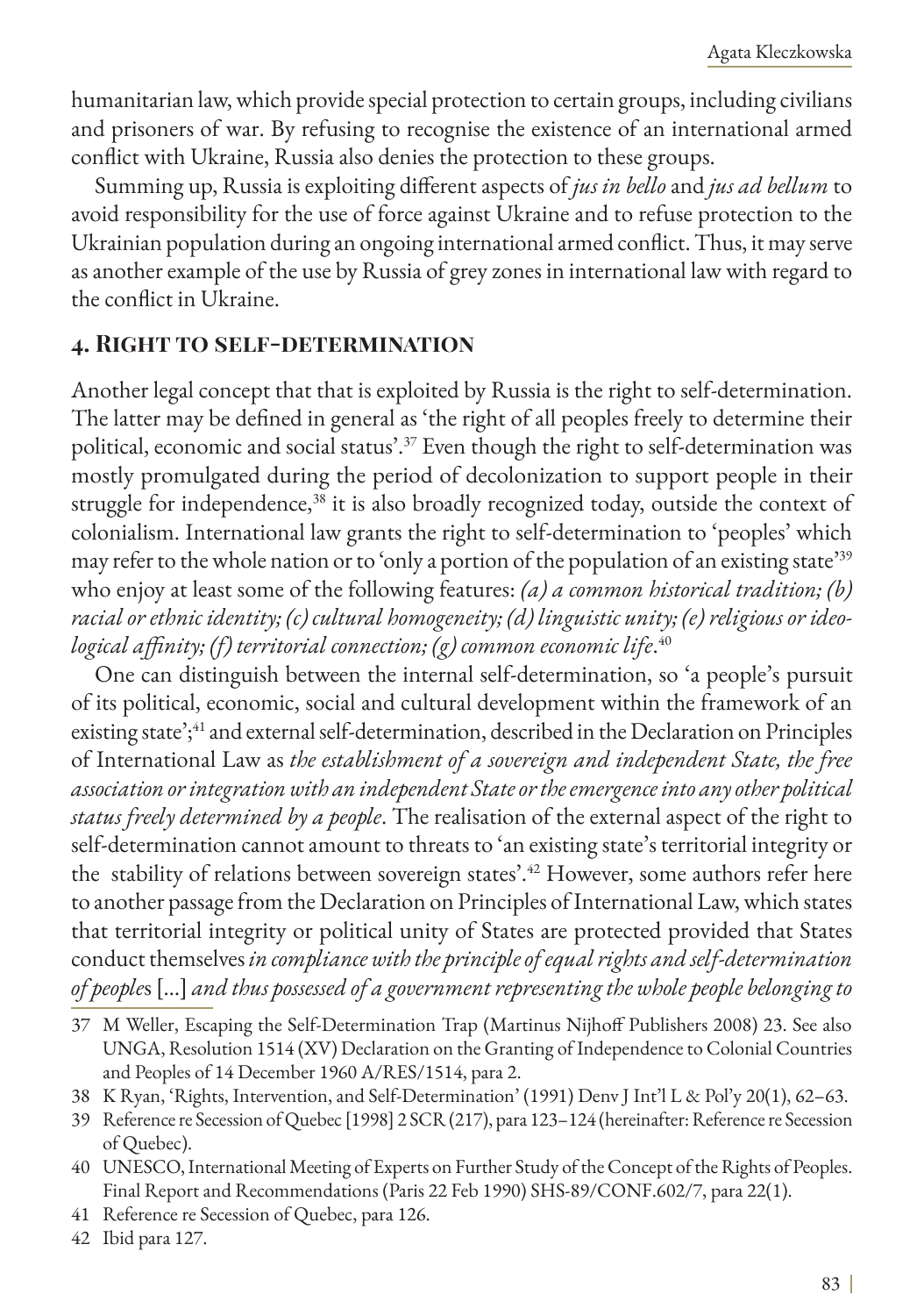humanitarian law, which provide special protection to certain groups, including civilians and prisoners of war. By refusing to recognise the existence of an international armed conflict with Ukraine, Russia also denies the protection to these groups.

Summing up, Russia is exploiting different aspects of *jus in bello* and *jus ad bellum* to avoid responsibility for the use of force against Ukraine and to refuse protection to the Ukrainian population during an ongoing international armed conflict. Thus, it may serve as another example of the use by Russia of grey zones in international law with regard to the conflict in Ukraine.

## 4. Right to self-determination

Another legal concept that that is exploited by Russia is the right to self-determination. The latter may be defined in general as 'the right of all peoples freely to determine their political, economic and social status'.[37] Even though the right to self-determination was mostly promulgated during the period of decolonization to support people in their struggle for independence,[38] it is also broadly recognized today, outside the context of colonialism. International law grants the right to self-determination to 'peoples' which may refer to the whole nation or to 'only a portion of the population of an existing state'[39] who enjoy at least some of the following features: *(a) a common historical tradition; (b) racial or ethnic identity; (c) cultural homogeneity; (d) linguistic unity; (e) religious or ideological affinity; (f) territorial connection; (g) common economic life*.[40]

One can distinguish between the internal self-determination, so 'a people's pursuit of its political, economic, social and cultural development within the framework of an existing state';[41] and external self-determination, described in the Declaration on Principles of International Law as *the establishment of a sovereign and independent State, the free association or integration with an independent State or the emergence into any other political status freely determined by a people*. The realisation of the external aspect of the right to self-determination cannot amount to threats to 'an existing state's territorial integrity or the stability of relations between sovereign states'.[42] However, some authors refer here to another passage from the Declaration on Principles of International Law, which states that territorial integrity or political unity of States are protected provided that States conduct themselves *in compliance with the principle of equal rights and self-determination of peoples* [...] *and thus possessed of a government representing the whole people belonging to*

37 M Weller, Escaping the Self-Determination Trap (Martinus Nijhoff Publishers 2008) 23. See also UNGA, Resolution 1514 (XV) Declaration on the Granting of Independence to Colonial Countries and Peoples of 14 December 1960 A/RES/1514, para 2.

38 K Ryan, 'Rights, Intervention, and Self-Determination' (1991) Denv J Int'l L & Pol'y 20(1), 62–63.

39 Reference re Secession of Quebec [1998] 2 SCR (217), para 123–124 (hereinafter: Reference re Secession of Quebec).

40 UNESCO, International Meeting of Experts on Further Study of the Concept of the Rights of Peoples. Final Report and Recommendations (Paris 22 Feb 1990) SHS-89/CONF.602/7, para 22(1).

41 Reference re Secession of Quebec, para 126.

42 Ibid para 127.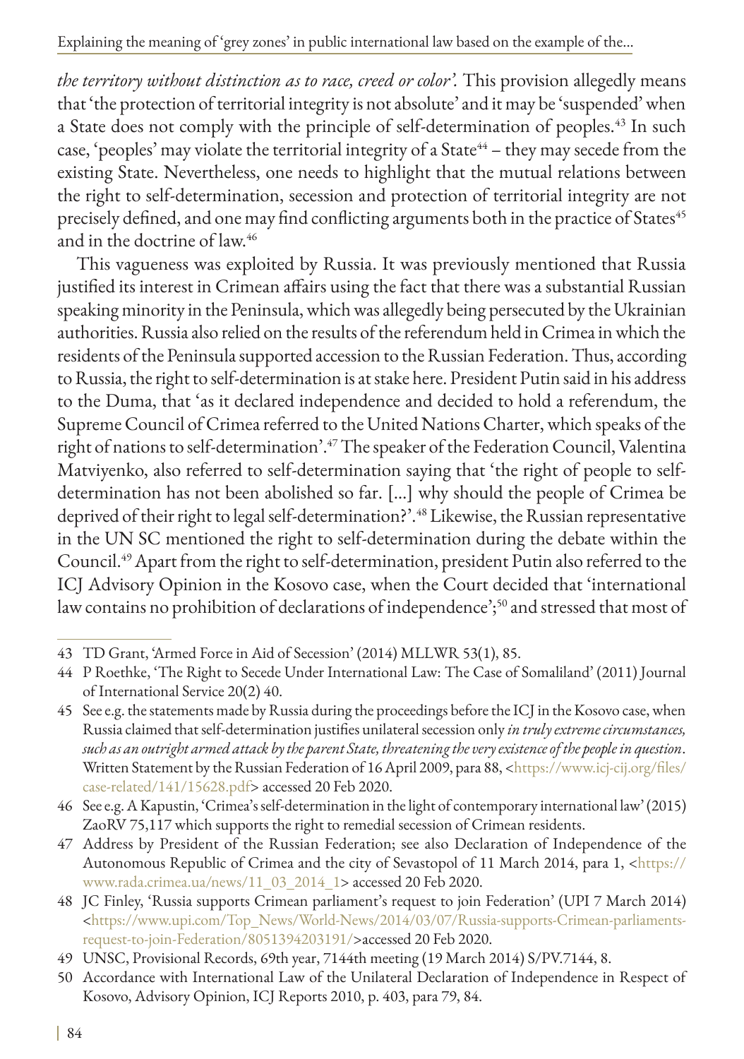*the territory without distinction as to race, creed or color'.* This provision allegedly means that 'the protection of territorial integrity is not absolute' and it may be 'suspended' when a State does not comply with the principle of self-determination of peoples.[43] In such case, 'peoples' may violate the territorial integrity of a State[44] – they may secede from the existing State. Nevertheless, one needs to highlight that the mutual relations between the right to self-determination, secession and protection of territorial integrity are not precisely defined, and one may find conflicting arguments both in the practice of States[45] and in the doctrine of law.[46]

This vagueness was exploited by Russia. It was previously mentioned that Russia justified its interest in Crimean affairs using the fact that there was a substantial Russian speaking minority in the Peninsula, which was allegedly being persecuted by the Ukrainian authorities. Russia also relied on the results of the referendum held in Crimea in which the residents of the Peninsula supported accession to the Russian Federation. Thus, according to Russia, the right to self-determination is at stake here. President Putin said in his address to the Duma, that 'as it declared independence and decided to hold a referendum, the Supreme Council of Crimea referred to the United Nations Charter, which speaks of the right of nations to self-determination'.[47] The speaker of the Federation Council, Valentina Matviyenko, also referred to self-determination saying that 'the right of people to self-determination has not been abolished so far. [...] why should the people of Crimea be deprived of their right to legal self-determination?'.[48] Likewise, the Russian representative in the UN SC mentioned the right to self-determination during the debate within the Council.[49] Apart from the right to self-determination, president Putin also referred to the ICJ Advisory Opinion in the Kosovo case, when the Court decided that 'international law contains no prohibition of declarations of independence';[50] and stressed that most of

---

43 TD Grant, 'Armed Force in Aid of Secession' (2014) MLLWR 53(1), 85.

44 P Roethke, 'The Right to Secede Under International Law: The Case of Somaliland' (2011) Journal of International Service 20(2) 40.

45 See e.g. the statements made by Russia during the proceedings before the ICJ in the Kosovo case, when Russia claimed that self-determination justifies unilateral secession only *in truly extreme circumstances, such as an outright armed attack by the parent State, threatening the very existence of the people in question*. Written Statement by the Russian Federation of 16 April 2009, para 88, <https://www.icj-cij.org/files/case-related/141/15628.pdf> accessed 20 Feb 2020.

46 See e.g. A Kapustin, 'Crimea's self-determination in the light of contemporary international law' (2015) ZaoRV 75,117 which supports the right to remedial secession of Crimean residents.

47 Address by President of the Russian Federation; see also Declaration of Independence of the Autonomous Republic of Crimea and the city of Sevastopol of 11 March 2014, para 1, <https://www.rada.crimea.ua/news/11_03_2014_1> accessed 20 Feb 2020.

48 JC Finley, 'Russia supports Crimean parliament's request to join Federation' (UPI 7 March 2014) <https://www.upi.com/Top_News/World-News/2014/03/07/Russia-supports-Crimean-parliaments-request-to-join-Federation/8051394203191/>accessed 20 Feb 2020.

49 UNSC, Provisional Records, 69th year, 7144th meeting (19 March 2014) S/PV.7144, 8.

50 Accordance with International Law of the Unilateral Declaration of Independence in Respect of Kosovo, Advisory Opinion, ICJ Reports 2010, p. 403, para 79, 84.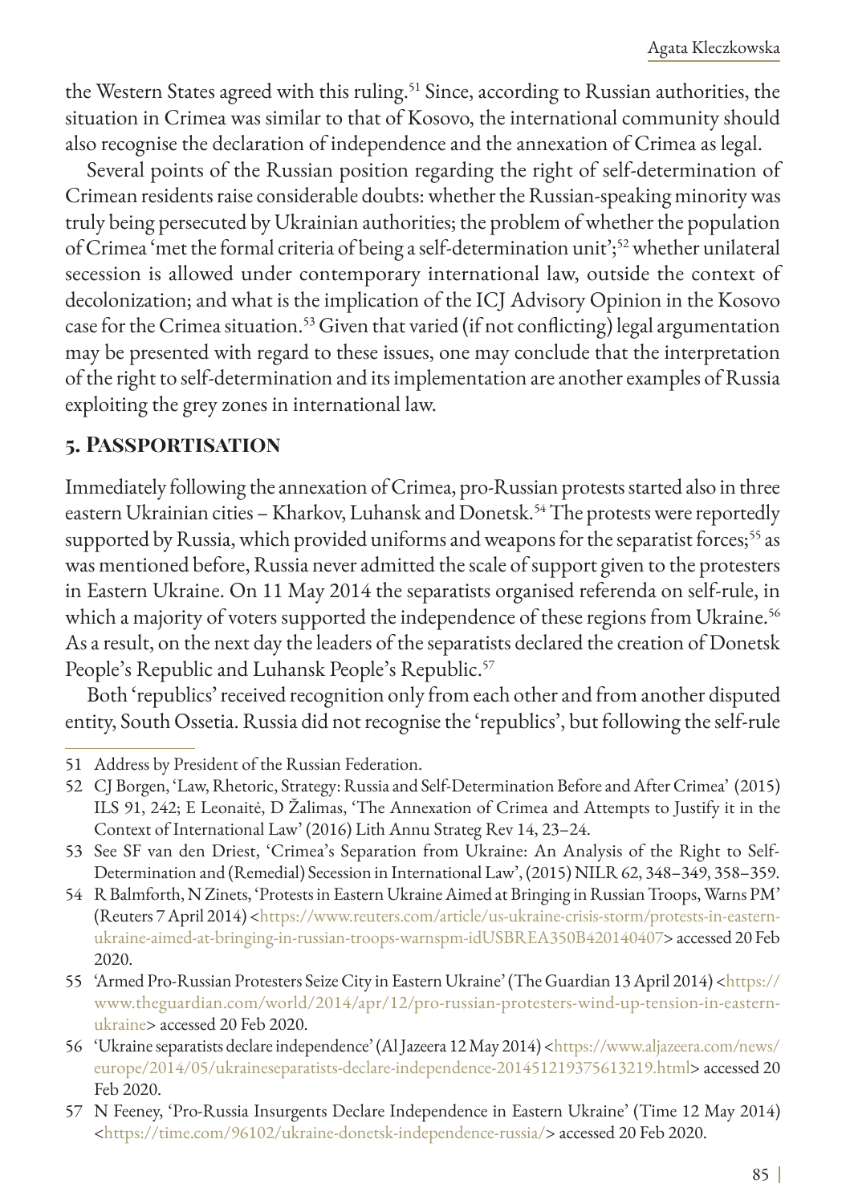the Western States agreed with this ruling.[51] Since, according to Russian authorities, the situation in Crimea was similar to that of Kosovo, the international community should also recognise the declaration of independence and the annexation of Crimea as legal.

Several points of the Russian position regarding the right of self-determination of Crimean residents raise considerable doubts: whether the Russian-speaking minority was truly being persecuted by Ukrainian authorities; the problem of whether the population of Crimea 'met the formal criteria of being a self-determination unit';[52] whether unilateral secession is allowed under contemporary international law, outside the context of decolonization; and what is the implication of the ICJ Advisory Opinion in the Kosovo case for the Crimea situation.[53] Given that varied (if not conflicting) legal argumentation may be presented with regard to these issues, one may conclude that the interpretation of the right to self-determination and its implementation are another examples of Russia exploiting the grey zones in international law.

## 5. Passportisation

Immediately following the annexation of Crimea, pro-Russian protests started also in three eastern Ukrainian cities – Kharkov, Luhansk and Donetsk.[54] The protests were reportedly supported by Russia, which provided uniforms and weapons for the separatist forces;[55] as was mentioned before, Russia never admitted the scale of support given to the protesters in Eastern Ukraine. On 11 May 2014 the separatists organised referenda on self-rule, in which a majority of voters supported the independence of these regions from Ukraine.[56] As a result, on the next day the leaders of the separatists declared the creation of Donetsk People's Republic and Luhansk People's Republic.[57]

Both 'republics' received recognition only from each other and from another disputed entity, South Ossetia. Russia did not recognise the 'republics', but following the self-rule

---

51 Address by President of the Russian Federation.

52 CJ Borgen, 'Law, Rhetoric, Strategy: Russia and Self-Determination Before and After Crimea' (2015) ILS 91, 242; E Leonaitė, D Žalimas, 'The Annexation of Crimea and Attempts to Justify it in the Context of International Law' (2016) Lith Annu Strateg Rev 14, 23–24.

53 See SF van den Driest, 'Crimea's Separation from Ukraine: An Analysis of the Right to Self-Determination and (Remedial) Secession in International Law', (2015) NILR 62, 348–349, 358–359.

54 R Balmforth, N Zinets, 'Protests in Eastern Ukraine Aimed at Bringing in Russian Troops, Warns PM' (Reuters 7 April 2014) <https://www.reuters.com/article/us-ukraine-crisis-storm/protests-in-eastern-ukraine-aimed-at-bringing-in-russian-troops-warnspm-idUSBREA350B420140407> accessed 20 Feb 2020.

55 'Armed Pro-Russian Protesters Seize City in Eastern Ukraine' (The Guardian 13 April 2014) <https://www.theguardian.com/world/2014/apr/12/pro-russian-protesters-wind-up-tension-in-eastern-ukraine> accessed 20 Feb 2020.

56 'Ukraine separatists declare independence' (Al Jazeera 12 May 2014) <https://www.aljazeera.com/news/europe/2014/05/ukraineseparatists-declare-independence-201451219375613219.html> accessed 20 Feb 2020.

57 N Feeney, 'Pro-Russia Insurgents Declare Independence in Eastern Ukraine' (Time 12 May 2014) <https://time.com/96102/ukraine-donetsk-independence-russia/> accessed 20 Feb 2020.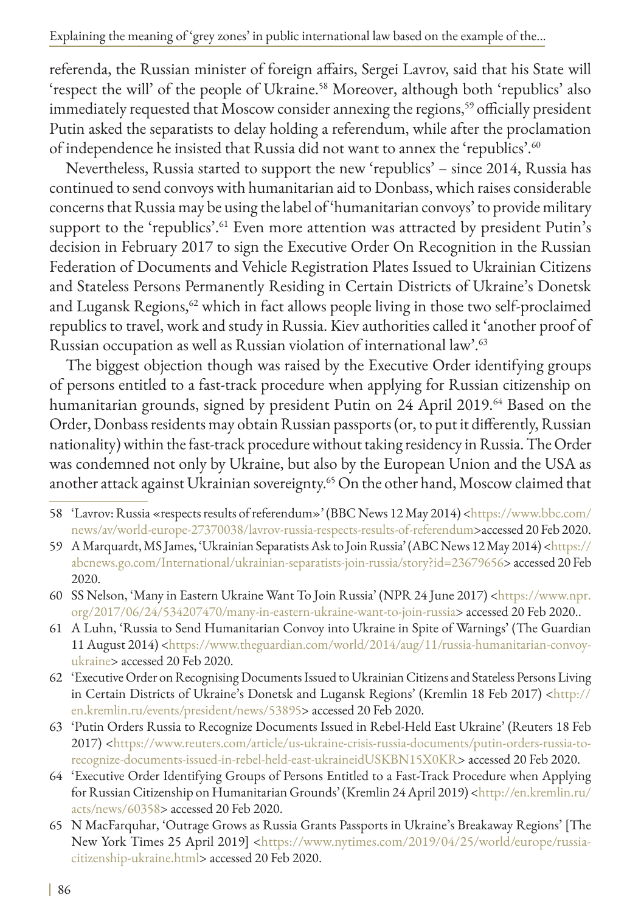referenda, the Russian minister of foreign affairs, Sergei Lavrov, said that his State will 'respect the will' of the people of Ukraine.[58] Moreover, although both 'republics' also immediately requested that Moscow consider annexing the regions,[59] officially president Putin asked the separatists to delay holding a referendum, while after the proclamation of independence he insisted that Russia did not want to annex the 'republics'.[60]

Nevertheless, Russia started to support the new 'republics' – since 2014, Russia has continued to send convoys with humanitarian aid to Donbass, which raises considerable concerns that Russia may be using the label of 'humanitarian convoys' to provide military support to the 'republics'.[61] Even more attention was attracted by president Putin's decision in February 2017 to sign the Executive Order On Recognition in the Russian Federation of Documents and Vehicle Registration Plates Issued to Ukrainian Citizens and Stateless Persons Permanently Residing in Certain Districts of Ukraine's Donetsk and Lugansk Regions,[62] which in fact allows people living in those two self-proclaimed republics to travel, work and study in Russia. Kiev authorities called it 'another proof of Russian occupation as well as Russian violation of international law'.[63]

The biggest objection though was raised by the Executive Order identifying groups of persons entitled to a fast-track procedure when applying for Russian citizenship on humanitarian grounds, signed by president Putin on 24 April 2019.[64] Based on the Order, Donbass residents may obtain Russian passports (or, to put it differently, Russian nationality) within the fast-track procedure without taking residency in Russia. The Order was condemned not only by Ukraine, but also by the European Union and the USA as another attack against Ukrainian sovereignty.[65] On the other hand, Moscow claimed that

---

58 'Lavrov: Russia «respects results of referendum»' (BBC News 12 May 2014) <https://www.bbc.com/news/av/world-europe-27370038/lavrov-russia-respects-results-of-referendum>accessed 20 Feb 2020.

59 A Marquardt, MS James, 'Ukrainian Separatists Ask to Join Russia' (ABC News 12 May 2014) <https://abcnews.go.com/International/ukrainian-separatists-join-russia/story?id=23679656> accessed 20 Feb 2020.

60 SS Nelson, 'Many in Eastern Ukraine Want To Join Russia' (NPR 24 June 2017) <https://www.npr.org/2017/06/24/534207470/many-in-eastern-ukraine-want-to-join-russia> accessed 20 Feb 2020..

61 A Luhn, 'Russia to Send Humanitarian Convoy into Ukraine in Spite of Warnings' (The Guardian 11 August 2014) <https://www.theguardian.com/world/2014/aug/11/russia-humanitarian-convoy-ukraine> accessed 20 Feb 2020.

62 'Executive Order on Recognising Documents Issued to Ukrainian Citizens and Stateless Persons Living in Certain Districts of Ukraine's Donetsk and Lugansk Regions' (Kremlin 18 Feb 2017) <http://en.kremlin.ru/events/president/news/53895> accessed 20 Feb 2020.

63 'Putin Orders Russia to Recognize Documents Issued in Rebel-Held East Ukraine' (Reuters 18 Feb 2017) <https://www.reuters.com/article/us-ukraine-crisis-russia-documents/putin-orders-russia-to-recognize-documents-issued-in-rebel-held-east-ukraineidUSKBN15X0KR> accessed 20 Feb 2020.

64 'Executive Order Identifying Groups of Persons Entitled to a Fast-Track Procedure when Applying for Russian Citizenship on Humanitarian Grounds' (Kremlin 24 April 2019) <http://en.kremlin.ru/acts/news/60358> accessed 20 Feb 2020.

65 N MacFarquhar, 'Outrage Grows as Russia Grants Passports in Ukraine's Breakaway Regions' [The New York Times 25 April 2019] <https://www.nytimes.com/2019/04/25/world/europe/russia-citizenship-ukraine.html> accessed 20 Feb 2020.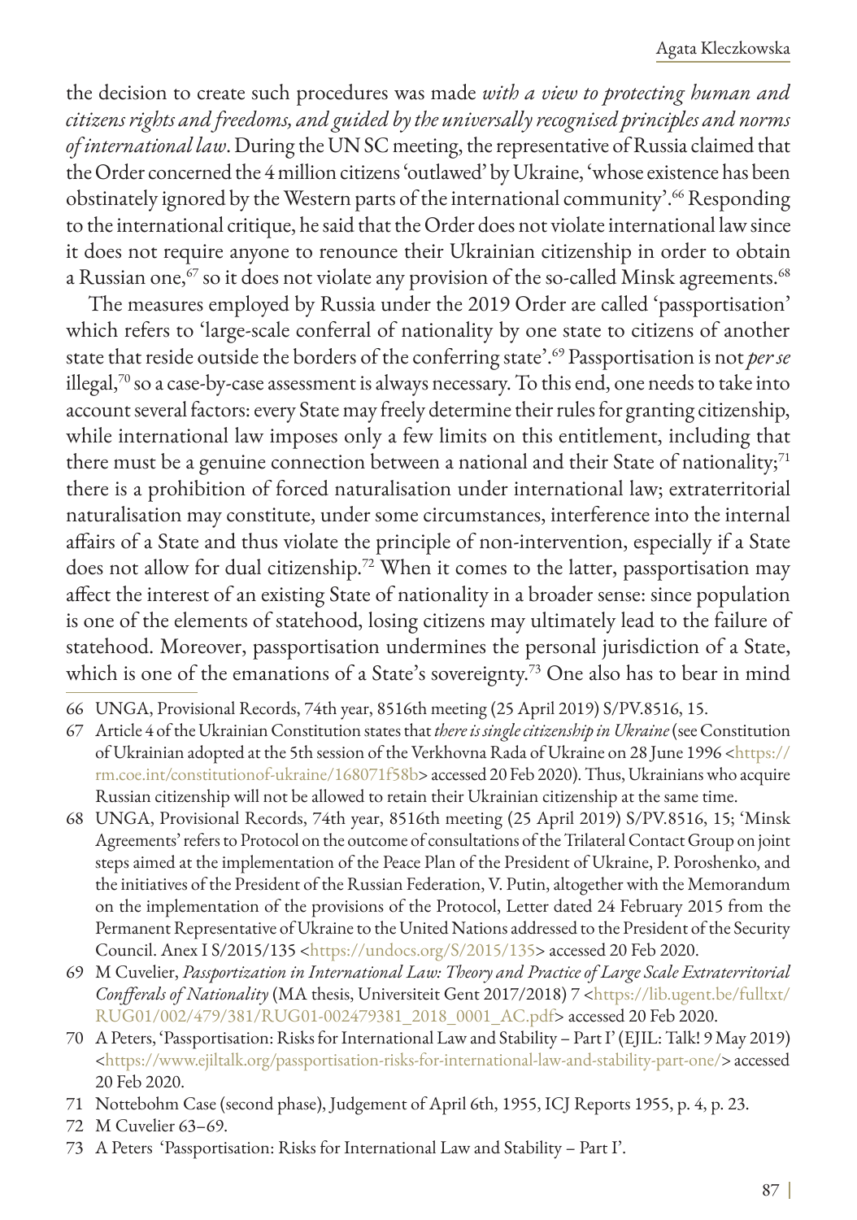the decision to create such procedures was made *with a view to protecting human and citizens rights and freedoms, and guided by the universally recognised principles and norms of international law*. During the UN SC meeting, the representative of Russia claimed that the Order concerned the 4 million citizens 'outlawed' by Ukraine, 'whose existence has been obstinately ignored by the Western parts of the international community'.[66] Responding to the international critique, he said that the Order does not violate international law since it does not require anyone to renounce their Ukrainian citizenship in order to obtain a Russian one,[67] so it does not violate any provision of the so-called Minsk agreements.[68]

The measures employed by Russia under the 2019 Order are called 'passportisation' which refers to 'large-scale conferral of nationality by one state to citizens of another state that reside outside the borders of the conferring state'.[69] Passportisation is not *per se* illegal,[70] so a case-by-case assessment is always necessary. To this end, one needs to take into account several factors: every State may freely determine their rules for granting citizenship, while international law imposes only a few limits on this entitlement, including that there must be a genuine connection between a national and their State of nationality;[71] there is a prohibition of forced naturalisation under international law; extraterritorial naturalisation may constitute, under some circumstances, interference into the internal affairs of a State and thus violate the principle of non-intervention, especially if a State does not allow for dual citizenship.[72] When it comes to the latter, passportisation may affect the interest of an existing State of nationality in a broader sense: since population is one of the elements of statehood, losing citizens may ultimately lead to the failure of statehood. Moreover, passportisation undermines the personal jurisdiction of a State, which is one of the emanations of a State's sovereignty.[73] One also has to bear in mind

66 UNGA, Provisional Records, 74th year, 8516th meeting (25 April 2019) S/PV.8516, 15.

67 Article 4 of the Ukrainian Constitution states that *there is single citizenship in Ukraine* (see Constitution of Ukrainian adopted at the 5th session of the Verkhovna Rada of Ukraine on 28 June 1996 <https://rm.coe.int/constitutionof-ukraine/168071f58b> accessed 20 Feb 2020). Thus, Ukrainians who acquire Russian citizenship will not be allowed to retain their Ukrainian citizenship at the same time.

68 UNGA, Provisional Records, 74th year, 8516th meeting (25 April 2019) S/PV.8516, 15; 'Minsk Agreements' refers to Protocol on the outcome of consultations of the Trilateral Contact Group on joint steps aimed at the implementation of the Peace Plan of the President of Ukraine, P. Poroshenko, and the initiatives of the President of the Russian Federation, V. Putin, altogether with the Memorandum on the implementation of the provisions of the Protocol, Letter dated 24 February 2015 from the Permanent Representative of Ukraine to the United Nations addressed to the President of the Security Council. Anex I S/2015/135 <https://undocs.org/S/2015/135> accessed 20 Feb 2020.

69 M Cuvelier, *Passportization in International Law: Theory and Practice of Large Scale Extraterritorial Conffferals of Nationality* (MA thesis, Universiteit Gent 2017/2018) 7 <https://lib.ugent.be/fulltxt/RUG01/002/479/381/RUG01-002479381_2018_0001_AC.pdf> accessed 20 Feb 2020.

70 A Peters, 'Passportisation: Risks for International Law and Stability – Part I' (EJIL: Talk! 9 May 2019) <https://www.ejiltalk.org/passportisation-risks-for-international-law-and-stability-part-one/> accessed 20 Feb 2020.

71 Nottebohm Case (second phase), Judgement of April 6th, 1955, ICJ Reports 1955, p. 4, p. 23.

72 M Cuvelier 63–69.

73 A Peters 'Passportisation: Risks for International Law and Stability – Part I'.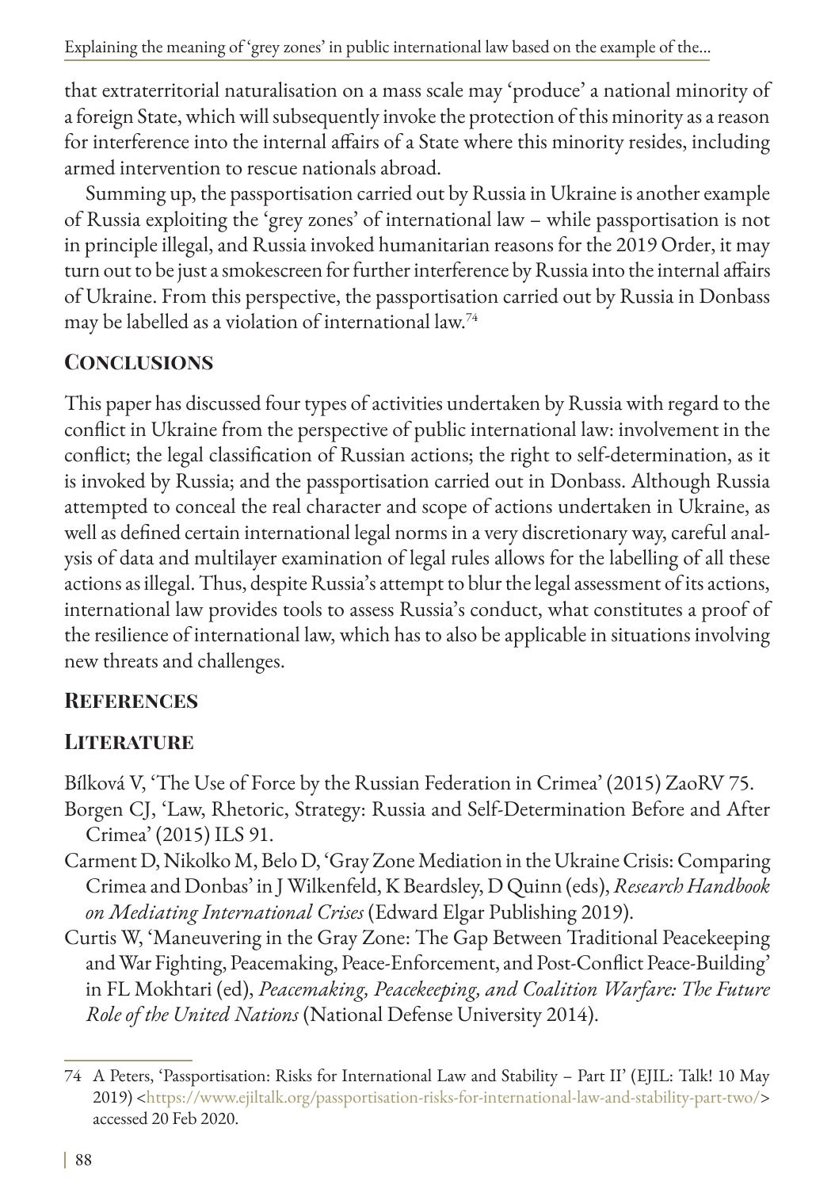that extraterritorial naturalisation on a mass scale may 'produce' a national minority of a foreign State, which will subsequently invoke the protection of this minority as a reason for interference into the internal affairs of a State where this minority resides, including armed intervention to rescue nationals abroad.

Summing up, the passportisation carried out by Russia in Ukraine is another example of Russia exploiting the 'grey zones' of international law – while passportisation is not in principle illegal, and Russia invoked humanitarian reasons for the 2019 Order, it may turn out to be just a smokescreen for further interference by Russia into the internal affairs of Ukraine. From this perspective, the passportisation carried out by Russia in Donbass may be labelled as a violation of international law.[74]

## Conclusions

This paper has discussed four types of activities undertaken by Russia with regard to the conflict in Ukraine from the perspective of public international law: involvement in the conflict; the legal classification of Russian actions; the right to self-determination, as it is invoked by Russia; and the passportisation carried out in Donbass. Although Russia attempted to conceal the real character and scope of actions undertaken in Ukraine, as well as defined certain international legal norms in a very discretionary way, careful analysis of data and multilayer examination of legal rules allows for the labelling of all these actions as illegal. Thus, despite Russia's attempt to blur the legal assessment of its actions, international law provides tools to assess Russia's conduct, what constitutes a proof of the resilience of international law, which has to also be applicable in situations involving new threats and challenges.

## References

### Literature

Bílková V, 'The Use of Force by the Russian Federation in Crimea' (2015) ZaoRV 75.

Borgen CJ, 'Law, Rhetoric, Strategy: Russia and Self-Determination Before and After Crimea' (2015) ILS 91.

Carment D, Nikolko M, Belo D, 'Gray Zone Mediation in the Ukraine Crisis: Comparing Crimea and Donbas' in J Wilkenfeld, K Beardsley, D Quinn (eds), *Research Handbook on Mediating International Crises* (Edward Elgar Publishing 2019).

Curtis W, 'Maneuvering in the Gray Zone: The Gap Between Traditional Peacekeeping and War Fighting, Peacemaking, Peace-Enforcement, and Post-Conflict Peace-Building' in FL Mokhtari (ed), *Peacemaking, Peacekeeping, and Coalition Warfare: The Future Role of the United Nations* (National Defense University 2014).

---

74 A Peters, 'Passportisation: Risks for International Law and Stability – Part II' (EJIL: Talk! 10 May 2019) <https://www.ejiltalk.org/passportisation-risks-for-international-law-and-stability-part-two/> accessed 20 Feb 2020.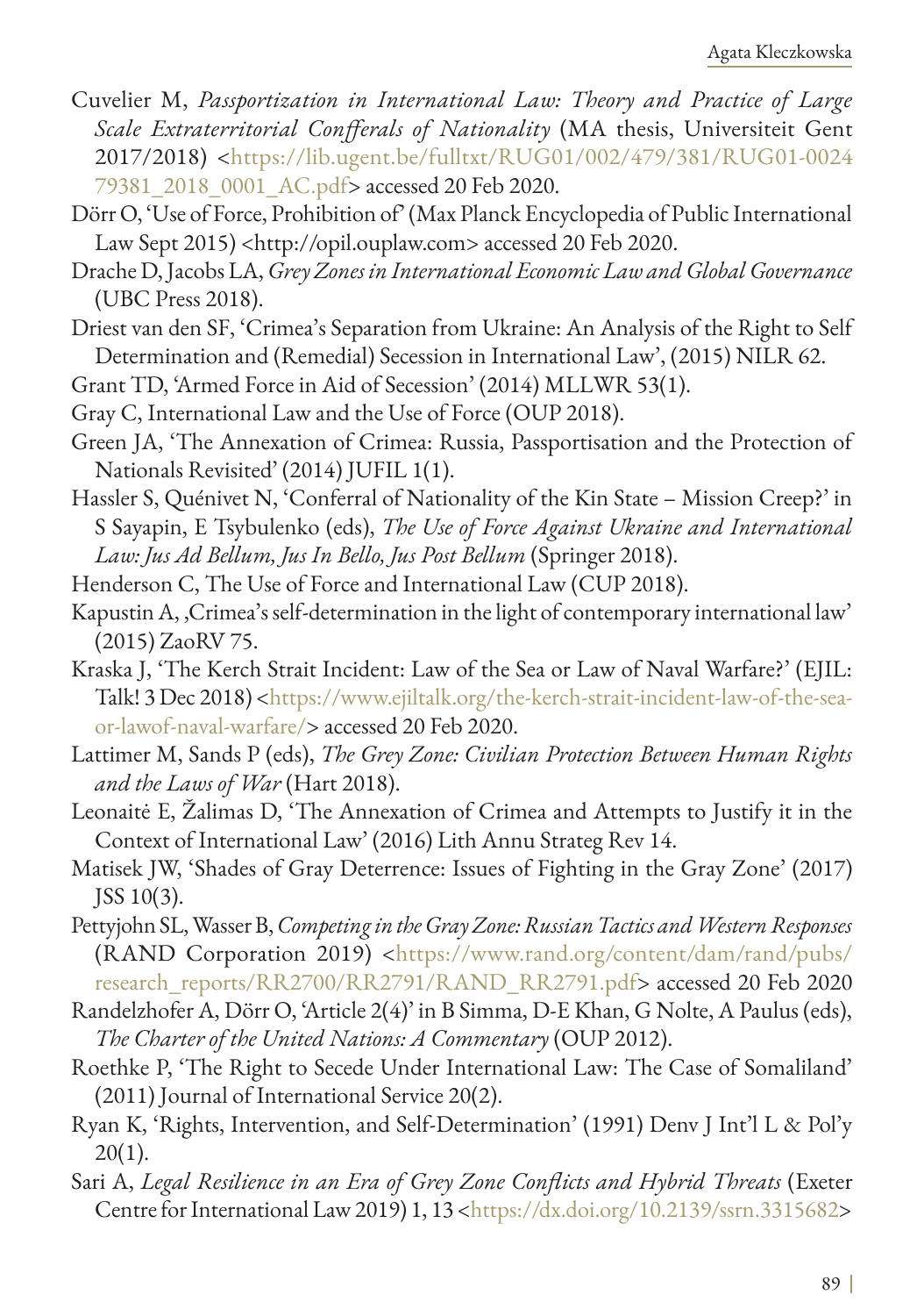Cuvelier M, *Passportization in International Law: Theory and Practice of Large Scale Extraterritorial Confferals of Nationality* (MA thesis, Universiteit Gent 2017/2018) <https://lib.ugent.be/fulltxt/RUG01/002/479/381/RUG01-002479381_2018_0001_AC.pdf> accessed 20 Feb 2020.

Dörr O, 'Use of Force, Prohibition of' (Max Planck Encyclopedia of Public International Law Sept 2015) <http://opil.ouplaw.com> accessed 20 Feb 2020.

Drache D, Jacobs LA, *Grey Zones in International Economic Law and Global Governance* (UBC Press 2018).

Driest van den SF, 'Crimea's Separation from Ukraine: An Analysis of the Right to Self Determination and (Remedial) Secession in International Law', (2015) NILR 62.

Grant TD, 'Armed Force in Aid of Secession' (2014) MLLWR 53(1).

Gray C, International Law and the Use of Force (OUP 2018).

Green JA, 'The Annexation of Crimea: Russia, Passportisation and the Protection of Nationals Revisited' (2014) JUFIL 1(1).

Hassler S, Quénivet N, 'Conferral of Nationality of the Kin State – Mission Creep?' in S Sayapin, E Tsybulenko (eds), *The Use of Force Against Ukraine and International Law: Jus Ad Bellum, Jus In Bello, Jus Post Bellum* (Springer 2018).

Henderson C, The Use of Force and International Law (CUP 2018).

Kapustin A, ‚Crimea's self-determination in the light of contemporary international law' (2015) ZaoRV 75.

Kraska J, 'The Kerch Strait Incident: Law of the Sea or Law of Naval Warfare?' (EJIL: Talk! 3 Dec 2018) <https://www.ejiltalk.org/the-kerch-strait-incident-law-of-the-sea-or-lawof-naval-warfare/> accessed 20 Feb 2020.

Lattimer M, Sands P (eds), *The Grey Zone: Civilian Protection Between Human Rights and the Laws of War* (Hart 2018).

Leonaitė E, Žalimas D, 'The Annexation of Crimea and Attempts to Justify it in the Context of International Law' (2016) Lith Annu Strateg Rev 14.

Matisek JW, 'Shades of Gray Deterrence: Issues of Fighting in the Gray Zone' (2017) JSS 10(3).

Pettyjohn SL, Wasser B, *Competing in the Gray Zone: Russian Tactics and Western Responses* (RAND Corporation 2019) <https://www.rand.org/content/dam/rand/pubs/research_reports/RR2700/RR2791/RAND_RR2791.pdf> accessed 20 Feb 2020

Randelzhofer A, Dörr O, 'Article 2(4)' in B Simma, D-E Khan, G Nolte, A Paulus (eds), *The Charter of the United Nations: A Commentary* (OUP 2012).

Roethke P, 'The Right to Secede Under International Law: The Case of Somaliland' (2011) Journal of International Service 20(2).

Ryan K, 'Rights, Intervention, and Self-Determination' (1991) Denv J Int'l L & Pol'y 20(1).

Sari A, *Legal Resilience in an Era of Grey Zone Conflicts and Hybrid Threats* (Exeter Centre for International Law 2019) 1, 13 <https://dx.doi.org/10.2139/ssrn.3315682>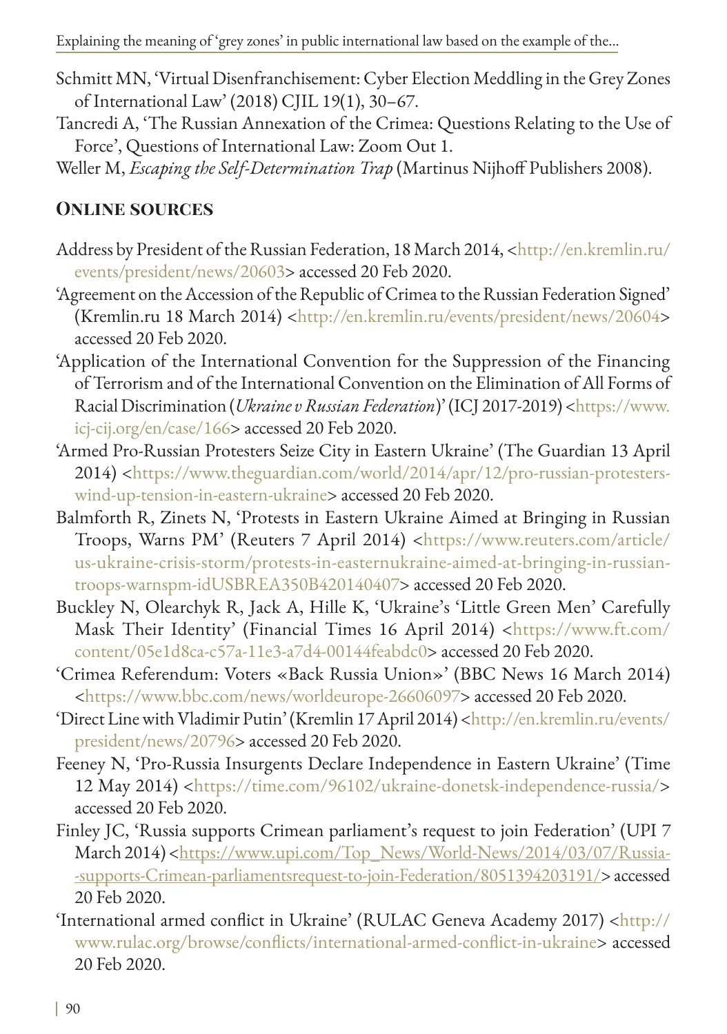Schmitt MN, 'Virtual Disenfranchisement: Cyber Election Meddling in the Grey Zones of International Law' (2018) CJIL 19(1), 30–67.

Tancredi A, 'The Russian Annexation of the Crimea: Questions Relating to the Use of Force', Questions of International Law: Zoom Out 1.

Weller M, *Escaping the Self-Determination Trap* (Martinus Nijhoff Publishers 2008).

## Online sources

Address by President of the Russian Federation, 18 March 2014, <http://en.kremlin.ru/events/president/news/20603> accessed 20 Feb 2020.

'Agreement on the Accession of the Republic of Crimea to the Russian Federation Signed' (Kremlin.ru 18 March 2014) <http://en.kremlin.ru/events/president/news/20604> accessed 20 Feb 2020.

'Application of the International Convention for the Suppression of the Financing of Terrorism and of the International Convention on the Elimination of All Forms of Racial Discrimination (*Ukraine v Russian Federation*)' (ICJ 2017-2019) <https://www.icj-cij.org/en/case/166> accessed 20 Feb 2020.

'Armed Pro-Russian Protesters Seize City in Eastern Ukraine' (The Guardian 13 April 2014) <https://www.theguardian.com/world/2014/apr/12/pro-russian-protesters-wind-up-tension-in-eastern-ukraine> accessed 20 Feb 2020.

Balmforth R, Zinets N, 'Protests in Eastern Ukraine Aimed at Bringing in Russian Troops, Warns PM' (Reuters 7 April 2014) <https://www.reuters.com/article/us-ukraine-crisis-storm/protests-in-easternukraine-aimed-at-bringing-in-russian-troops-warnspm-idUSBREA350B420140407> accessed 20 Feb 2020.

Buckley N, Olearchyk R, Jack A, Hille K, 'Ukraine's 'Little Green Men' Carefully Mask Their Identity' (Financial Times 16 April 2014) <https://www.ft.com/content/05e1d8ca-c57a-11e3-a7d4-00144feabdc0> accessed 20 Feb 2020.

'Crimea Referendum: Voters «Back Russia Union»' (BBC News 16 March 2014) <https://www.bbc.com/news/worldeurope-26606097> accessed 20 Feb 2020.

'Direct Line with Vladimir Putin' (Kremlin 17 April 2014) <http://en.kremlin.ru/events/president/news/20796> accessed 20 Feb 2020.

Feeney N, 'Pro-Russia Insurgents Declare Independence in Eastern Ukraine' (Time 12 May 2014) <https://time.com/96102/ukraine-donetsk-independence-russia/> accessed 20 Feb 2020.

Finley JC, 'Russia supports Crimean parliament's request to join Federation' (UPI 7 March 2014) <https://www.upi.com/Top_News/World-News/2014/03/07/Russia--supports-Crimean-parliamentsrequest-to-join-Federation/8051394203191/> accessed 20 Feb 2020.

'International armed conflict in Ukraine' (RULAC Geneva Academy 2017) <http://www.rulac.org/browse/conflicts/international-armed-conflict-in-ukraine> accessed 20 Feb 2020.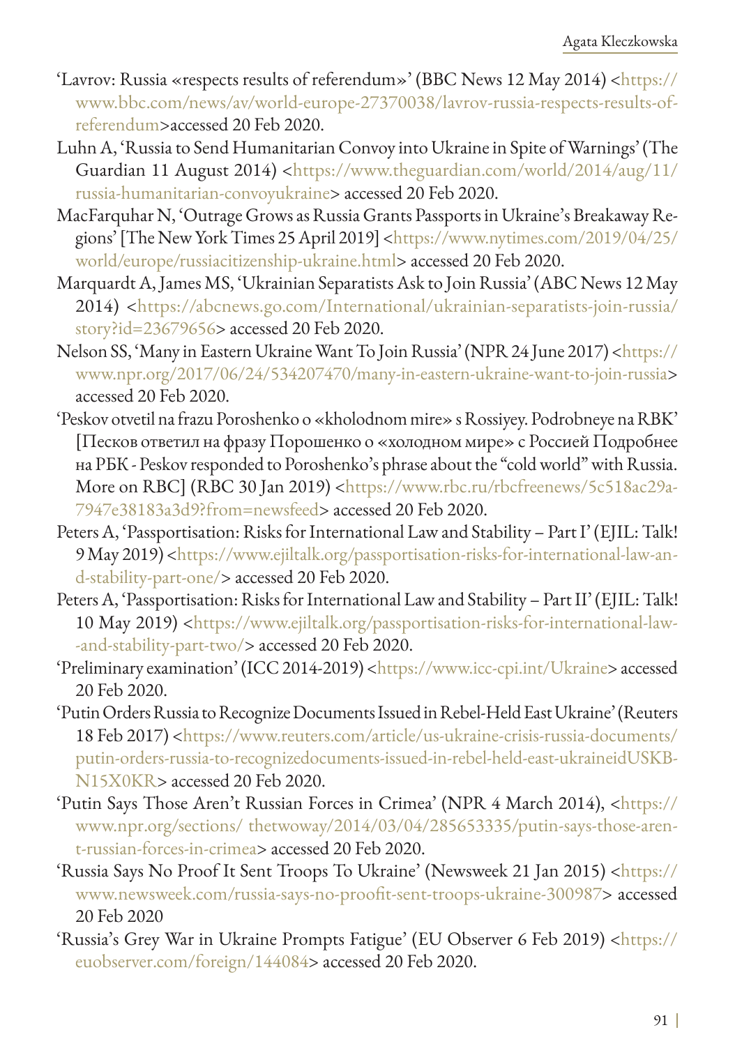'Lavrov: Russia «respects results of referendum»' (BBC News 12 May 2014) <https://www.bbc.com/news/av/world-europe-27370038/lavrov-russia-respects-results-of-referendum>accessed 20 Feb 2020.

Luhn A, 'Russia to Send Humanitarian Convoy into Ukraine in Spite of Warnings' (The Guardian 11 August 2014) <https://www.theguardian.com/world/2014/aug/11/russia-humanitarian-convoyukraine> accessed 20 Feb 2020.

MacFarquhar N, 'Outrage Grows as Russia Grants Passports in Ukraine's Breakaway Regions' [The New York Times 25 April 2019] <https://www.nytimes.com/2019/04/25/world/europe/russiacitizenship-ukraine.html> accessed 20 Feb 2020.

Marquardt A, James MS, 'Ukrainian Separatists Ask to Join Russia' (ABC News 12 May 2014) <https://abcnews.go.com/International/ukrainian-separatists-join-russia/story?id=23679656> accessed 20 Feb 2020.

Nelson SS, 'Many in Eastern Ukraine Want To Join Russia' (NPR 24 June 2017) <https://www.npr.org/2017/06/24/534207470/many-in-eastern-ukraine-want-to-join-russia> accessed 20 Feb 2020.

'Peskov otvetil na frazu Poroshenko o «kholodnom mire» s Rossiyey. Podrobneye na RBK' [Песков ответил на фразу Порошенко о «холодном мире» с Россией Подробнее на РБК - Peskov responded to Poroshenko's phrase about the "cold world" with Russia. More on RBC] (RBC 30 Jan 2019) <https://www.rbc.ru/rbcfreenews/5c518ac29a7947e38183a3d9?from=newsfeed> accessed 20 Feb 2020.

Peters A, 'Passportisation: Risks for International Law and Stability – Part I' (EJIL: Talk! 9 May 2019) <https://www.ejiltalk.org/passportisation-risks-for-international-law-and-stability-part-one/> accessed 20 Feb 2020.

Peters A, 'Passportisation: Risks for International Law and Stability – Part II' (EJIL: Talk! 10 May 2019) <https://www.ejiltalk.org/passportisation-risks-for-international-law--and-stability-part-two/> accessed 20 Feb 2020.

'Preliminary examination' (ICC 2014-2019) <https://www.icc-cpi.int/Ukraine> accessed 20 Feb 2020.

'Putin Orders Russia to Recognize Documents Issued in Rebel-Held East Ukraine' (Reuters 18 Feb 2017) <https://www.reuters.com/article/us-ukraine-crisis-russia-documents/putin-orders-russia-to-recognizedocuments-issued-in-rebel-held-east-ukraineidUSKBN15X0KR> accessed 20 Feb 2020.

'Putin Says Those Aren't Russian Forces in Crimea' (NPR 4 March 2014), <https://www.npr.org/sections/ thetwoway/2014/03/04/285653335/putin-says-those-arent-russian-forces-in-crimea> accessed 20 Feb 2020.

'Russia Says No Proof It Sent Troops To Ukraine' (Newsweek 21 Jan 2015) <https://www.newsweek.com/russia-says-no-proofit-sent-troops-ukraine-300987> accessed 20 Feb 2020

'Russia's Grey War in Ukraine Prompts Fatigue' (EU Observer 6 Feb 2019) <https://euobserver.com/foreign/144084> accessed 20 Feb 2020.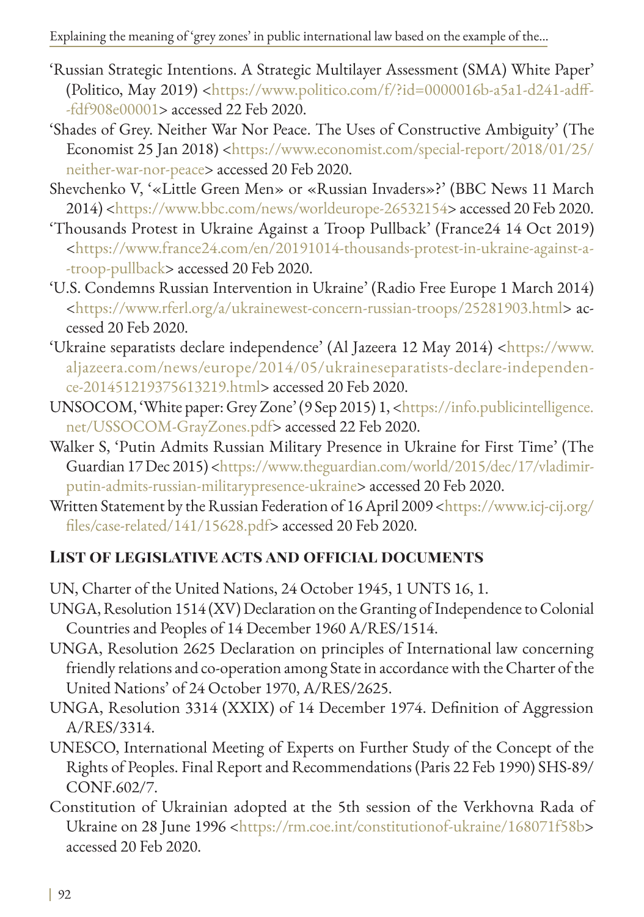'Russian Strategic Intentions. A Strategic Multilayer Assessment (SMA) White Paper' (Politico, May 2019) <https://www.politico.com/f/?id=0000016b-a5a1-d241-adff-fdf908e00001> accessed 22 Feb 2020.

'Shades of Grey. Neither War Nor Peace. The Uses of Constructive Ambiguity' (The Economist 25 Jan 2018) <https://www.economist.com/special-report/2018/01/25/neither-war-nor-peace> accessed 20 Feb 2020.

Shevchenko V, '«Little Green Men» or «Russian Invaders»?' (BBC News 11 March 2014) <https://www.bbc.com/news/worldeurope-26532154> accessed 20 Feb 2020.

'Thousands Protest in Ukraine Against a Troop Pullback' (France24 14 Oct 2019) <https://www.france24.com/en/20191014-thousands-protest-in-ukraine-against-a-troop-pullback> accessed 20 Feb 2020.

'U.S. Condemns Russian Intervention in Ukraine' (Radio Free Europe 1 March 2014) <https://www.rferl.org/a/ukrainewest-concern-russian-troops/25281903.html> accessed 20 Feb 2020.

'Ukraine separatists declare independence' (Al Jazeera 12 May 2014) <https://www.aljazeera.com/news/europe/2014/05/ukraineseparatists-declare-independence-201451219375613219.html> accessed 20 Feb 2020.

UNSOCOM, 'White paper: Grey Zone' (9 Sep 2015) 1, <https://info.publicintelligence.net/USSOCOM-GrayZones.pdf> accessed 22 Feb 2020.

Walker S, 'Putin Admits Russian Military Presence in Ukraine for First Time' (The Guardian 17 Dec 2015) <https://www.theguardian.com/world/2015/dec/17/vladimir-putin-admits-russian-militarypresence-ukraine> accessed 20 Feb 2020.

Written Statement by the Russian Federation of 16 April 2009 <https://www.icj-cij.org/files/case-related/141/15628.pdf> accessed 20 Feb 2020.

## List of legislative acts and official documents

UN, Charter of the United Nations, 24 October 1945, 1 UNTS 16, 1.

UNGA, Resolution 1514 (XV) Declaration on the Granting of Independence to Colonial Countries and Peoples of 14 December 1960 A/RES/1514.

UNGA, Resolution 2625 Declaration on principles of International law concerning friendly relations and co-operation among State in accordance with the Charter of the United Nations' of 24 October 1970, A/RES/2625.

UNGA, Resolution 3314 (XXIX) of 14 December 1974. Definition of Aggression A/RES/3314.

UNESCO, International Meeting of Experts on Further Study of the Concept of the Rights of Peoples. Final Report and Recommendations (Paris 22 Feb 1990) SHS-89/CONF.602/7.

Constitution of Ukrainian adopted at the 5th session of the Verkhovna Rada of Ukraine on 28 June 1996 <https://rm.coe.int/constitutionof-ukraine/168071f58b> accessed 20 Feb 2020.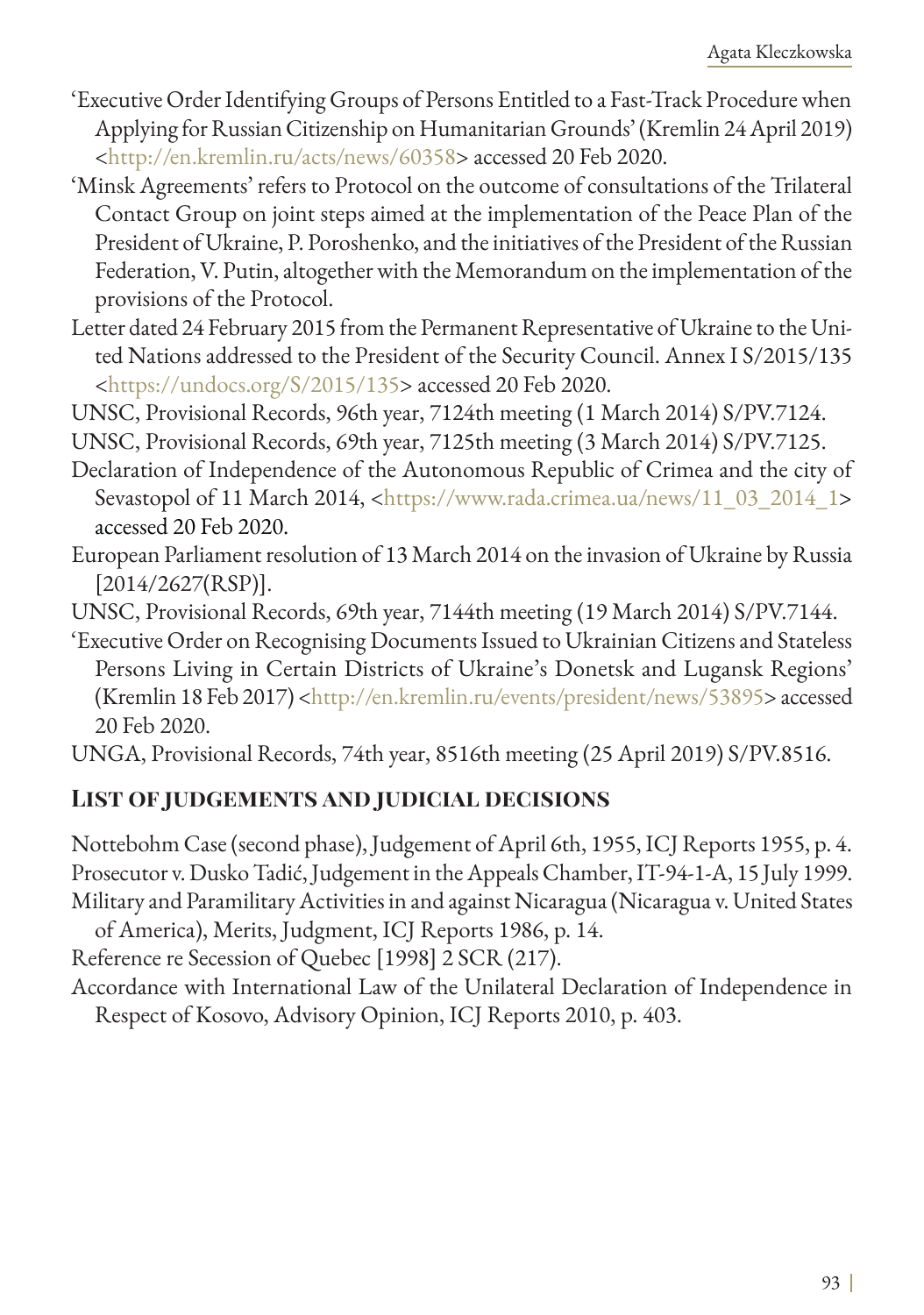'Executive Order Identifying Groups of Persons Entitled to a Fast-Track Procedure when Applying for Russian Citizenship on Humanitarian Grounds' (Kremlin 24 April 2019) <http://en.kremlin.ru/acts/news/60358> accessed 20 Feb 2020.

'Minsk Agreements' refers to Protocol on the outcome of consultations of the Trilateral Contact Group on joint steps aimed at the implementation of the Peace Plan of the President of Ukraine, P. Poroshenko, and the initiatives of the President of the Russian Federation, V. Putin, altogether with the Memorandum on the implementation of the provisions of the Protocol.

Letter dated 24 February 2015 from the Permanent Representative of Ukraine to the United Nations addressed to the President of the Security Council. Annex I S/2015/135 <https://undocs.org/S/2015/135> accessed 20 Feb 2020.

UNSC, Provisional Records, 96th year, 7124th meeting (1 March 2014) S/PV.7124.

UNSC, Provisional Records, 69th year, 7125th meeting (3 March 2014) S/PV.7125.

Declaration of Independence of the Autonomous Republic of Crimea and the city of Sevastopol of 11 March 2014, <https://www.rada.crimea.ua/news/11_03_2014_1> accessed 20 Feb 2020.

European Parliament resolution of 13 March 2014 on the invasion of Ukraine by Russia [2014/2627(RSP)].

UNSC, Provisional Records, 69th year, 7144th meeting (19 March 2014) S/PV.7144.

'Executive Order on Recognising Documents Issued to Ukrainian Citizens and Stateless Persons Living in Certain Districts of Ukraine's Donetsk and Lugansk Regions' (Kremlin 18 Feb 2017) <http://en.kremlin.ru/events/president/news/53895> accessed 20 Feb 2020.

UNGA, Provisional Records, 74th year, 8516th meeting (25 April 2019) S/PV.8516.

## List of Judgements and Judicial Decisions

Nottebohm Case (second phase), Judgement of April 6th, 1955, ICJ Reports 1955, p. 4.

Prosecutor v. Dusko Tadić, Judgement in the Appeals Chamber, IT-94-1-A, 15 July 1999.

Military and Paramilitary Activities in and against Nicaragua (Nicaragua v. United States of America), Merits, Judgment, ICJ Reports 1986, p. 14.

Reference re Secession of Quebec [1998] 2 SCR (217).

Accordance with International Law of the Unilateral Declaration of Independence in Respect of Kosovo, Advisory Opinion, ICJ Reports 2010, p. 403.